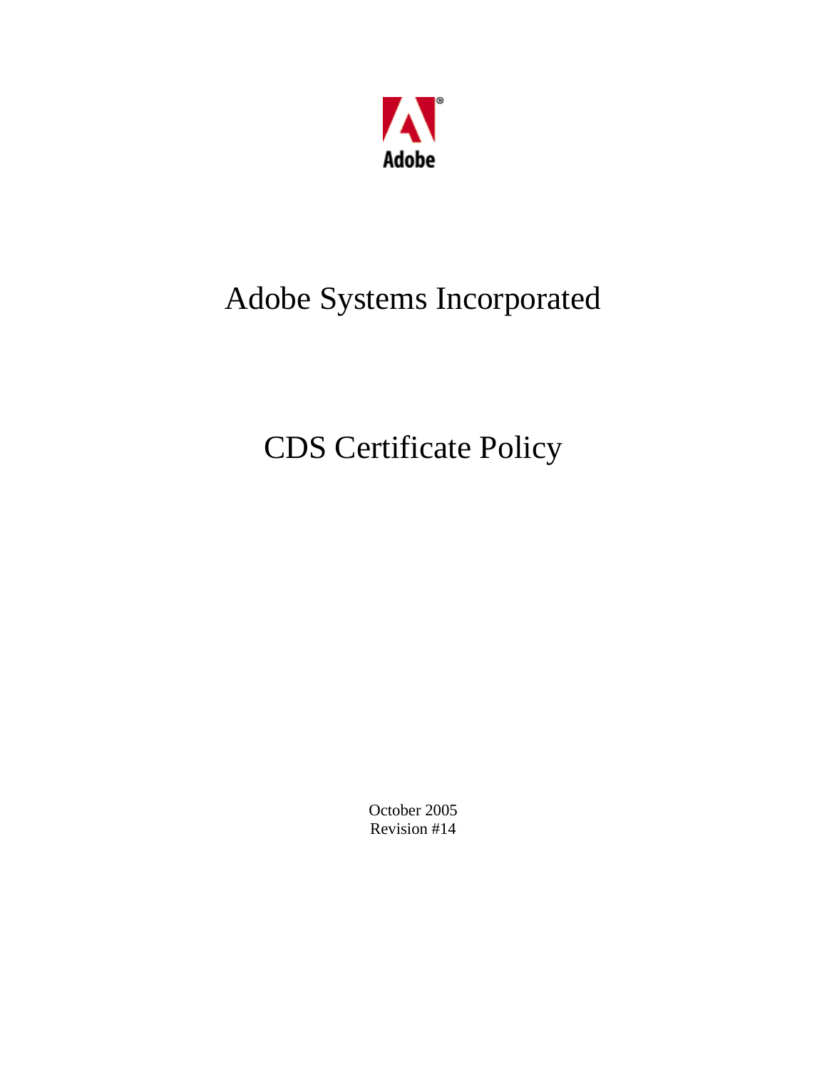Adobe

# Adobe Systems Incorporated

# CDS Certificate Policy

October 2005
Revision #14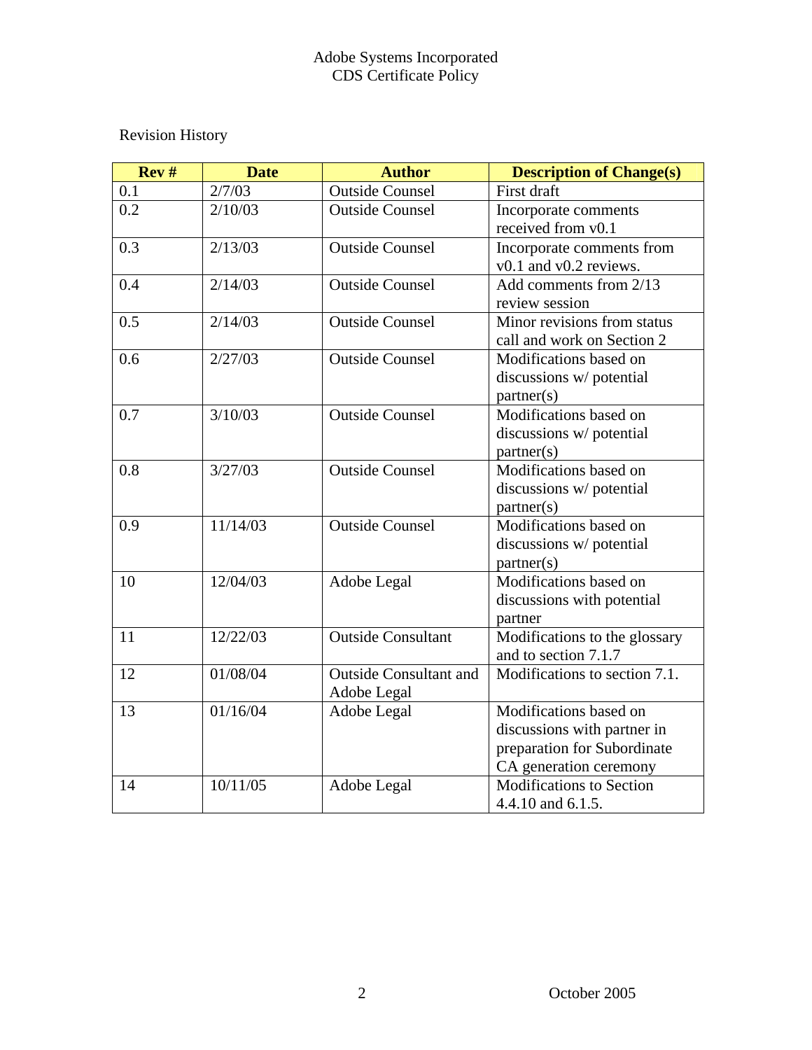Revision History

| Rev # | Date | Author | Description of Change(s) |
|---|---|---|---|
| 0.1 | 2/7/03 | Outside Counsel | First draft |
| 0.2 | 2/10/03 | Outside Counsel | Incorporate comments received from v0.1 |
| 0.3 | 2/13/03 | Outside Counsel | Incorporate comments from v0.1 and v0.2 reviews. |
| 0.4 | 2/14/03 | Outside Counsel | Add comments from 2/13 review session |
| 0.5 | 2/14/03 | Outside Counsel | Minor revisions from status call and work on Section 2 |
| 0.6 | 2/27/03 | Outside Counsel | Modifications based on discussions w/ potential partner(s) |
| 0.7 | 3/10/03 | Outside Counsel | Modifications based on discussions w/ potential partner(s) |
| 0.8 | 3/27/03 | Outside Counsel | Modifications based on discussions w/ potential partner(s) |
| 0.9 | 11/14/03 | Outside Counsel | Modifications based on discussions w/ potential partner(s) |
| 10 | 12/04/03 | Adobe Legal | Modifications based on discussions with potential partner |
| 11 | 12/22/03 | Outside Consultant | Modifications to the glossary and to section 7.1.7 |
| 12 | 01/08/04 | Outside Consultant and Adobe Legal | Modifications to section 7.1. |
| 13 | 01/16/04 | Adobe Legal | Modifications based on discussions with partner in preparation for Subordinate CA generation ceremony |
| 14 | 10/11/05 | Adobe Legal | Modifications to Section 4.4.10 and 6.1.5. |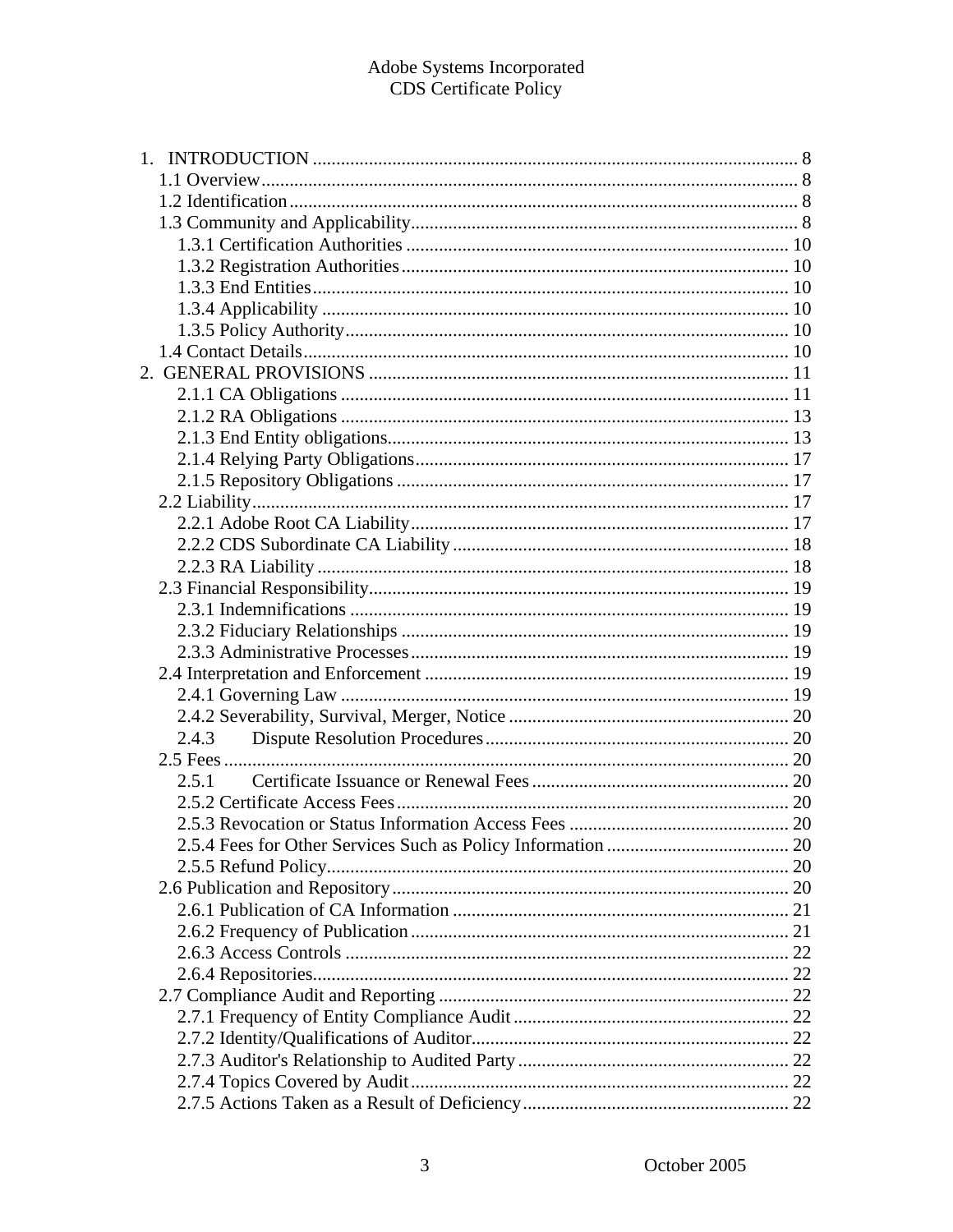1. INTRODUCTION ........ 8
   - 1.1 Overview ........ 8
   - 1.2 Identification ........ 8
   - 1.3 Community and Applicability ........ 8
     - 1.3.1 Certification Authorities ........ 10
     - 1.3.2 Registration Authorities ........ 10
     - 1.3.3 End Entities ........ 10
     - 1.3.4 Applicability ........ 10
     - 1.3.5 Policy Authority ........ 10
   - 1.4 Contact Details ........ 10

2. GENERAL PROVISIONS ........ 11
   - 2.1.1 CA Obligations ........ 11
   - 2.1.2 RA Obligations ........ 13
   - 2.1.3 End Entity obligations ........ 13
   - 2.1.4 Relying Party Obligations ........ 17
   - 2.1.5 Repository Obligations ........ 17
   - 2.2 Liability ........ 17
     - 2.2.1 Adobe Root CA Liability ........ 17
     - 2.2.2 CDS Subordinate CA Liability ........ 18
     - 2.2.3 RA Liability ........ 18
   - 2.3 Financial Responsibility ........ 19
     - 2.3.1 Indemnifications ........ 19
     - 2.3.2 Fiduciary Relationships ........ 19
     - 2.3.3 Administrative Processes ........ 19
   - 2.4 Interpretation and Enforcement ........ 19
     - 2.4.1 Governing Law ........ 19
     - 2.4.2 Severability, Survival, Merger, Notice ........ 20
     - 2.4.3 Dispute Resolution Procedures ........ 20
   - 2.5 Fees ........ 20
     - 2.5.1 Certificate Issuance or Renewal Fees ........ 20
     - 2.5.2 Certificate Access Fees ........ 20
     - 2.5.3 Revocation or Status Information Access Fees ........ 20
     - 2.5.4 Fees for Other Services Such as Policy Information ........ 20
     - 2.5.5 Refund Policy ........ 20
   - 2.6 Publication and Repository ........ 20
     - 2.6.1 Publication of CA Information ........ 21
     - 2.6.2 Frequency of Publication ........ 21
     - 2.6.3 Access Controls ........ 22
     - 2.6.4 Repositories ........ 22
   - 2.7 Compliance Audit and Reporting ........ 22
     - 2.7.1 Frequency of Entity Compliance Audit ........ 22
     - 2.7.2 Identity/Qualifications of Auditor ........ 22
     - 2.7.3 Auditor's Relationship to Audited Party ........ 22
     - 2.7.4 Topics Covered by Audit ........ 22
     - 2.7.5 Actions Taken as a Result of Deficiency ........ 22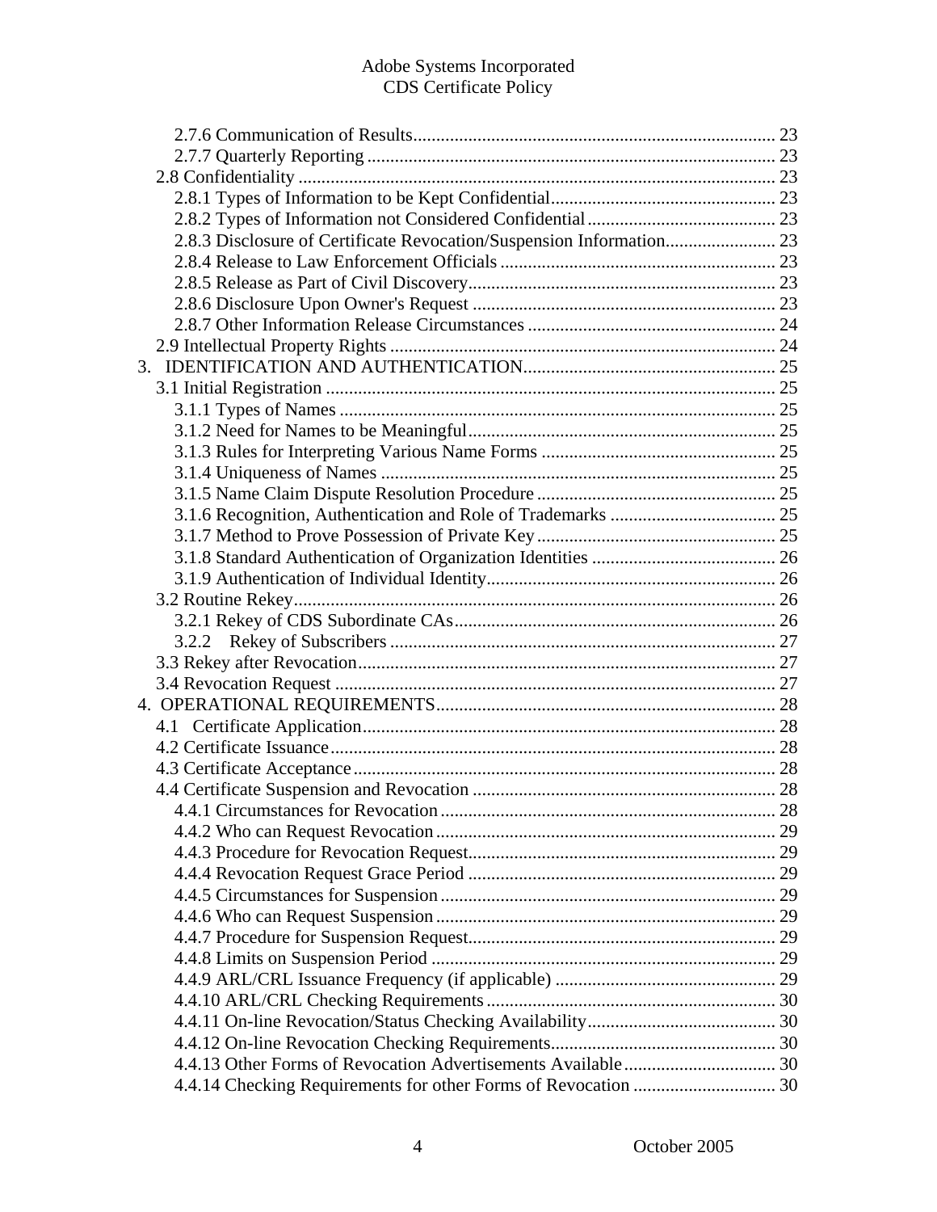2.7.6 Communication of Results .......................................................... 23
2.7.7 Quarterly Reporting .......................................................... 23
2.8 Confidentiality .......................................................... 23
2.8.1 Types of Information to be Kept Confidential .......................................................... 23
2.8.2 Types of Information not Considered Confidential .......................................................... 23
2.8.3 Disclosure of Certificate Revocation/Suspension Information .......................................................... 23
2.8.4 Release to Law Enforcement Officials .......................................................... 23
2.8.5 Release as Part of Civil Discovery .......................................................... 23
2.8.6 Disclosure Upon Owner's Request .......................................................... 23
2.8.7 Other Information Release Circumstances .......................................................... 24
2.9 Intellectual Property Rights .......................................................... 24
3. IDENTIFICATION AND AUTHENTICATION .......................................................... 25
3.1 Initial Registration .......................................................... 25
3.1.1 Types of Names .......................................................... 25
3.1.2 Need for Names to be Meaningful .......................................................... 25
3.1.3 Rules for Interpreting Various Name Forms .......................................................... 25
3.1.4 Uniqueness of Names .......................................................... 25
3.1.5 Name Claim Dispute Resolution Procedure .......................................................... 25
3.1.6 Recognition, Authentication and Role of Trademarks .......................................................... 25
3.1.7 Method to Prove Possession of Private Key .......................................................... 25
3.1.8 Standard Authentication of Organization Identities .......................................................... 26
3.1.9 Authentication of Individual Identity .......................................................... 26
3.2 Routine Rekey .......................................................... 26
3.2.1 Rekey of CDS Subordinate CAs .......................................................... 26
3.2.2 Rekey of Subscribers .......................................................... 27
3.3 Rekey after Revocation .......................................................... 27
3.4 Revocation Request .......................................................... 27
4. OPERATIONAL REQUIREMENTS .......................................................... 28
4.1 Certificate Application .......................................................... 28
4.2 Certificate Issuance .......................................................... 28
4.3 Certificate Acceptance .......................................................... 28
4.4 Certificate Suspension and Revocation .......................................................... 28
4.4.1 Circumstances for Revocation .......................................................... 28
4.4.2 Who can Request Revocation .......................................................... 29
4.4.3 Procedure for Revocation Request .......................................................... 29
4.4.4 Revocation Request Grace Period .......................................................... 29
4.4.5 Circumstances for Suspension .......................................................... 29
4.4.6 Who can Request Suspension .......................................................... 29
4.4.7 Procedure for Suspension Request .......................................................... 29
4.4.8 Limits on Suspension Period .......................................................... 29
4.4.9 ARL/CRL Issuance Frequency (if applicable) .......................................................... 29
4.4.10 ARL/CRL Checking Requirements .......................................................... 30
4.4.11 On-line Revocation/Status Checking Availability .......................................................... 30
4.4.12 On-line Revocation Checking Requirements .......................................................... 30
4.4.13 Other Forms of Revocation Advertisements Available .......................................................... 30
4.4.14 Checking Requirements for other Forms of Revocation .......................................................... 30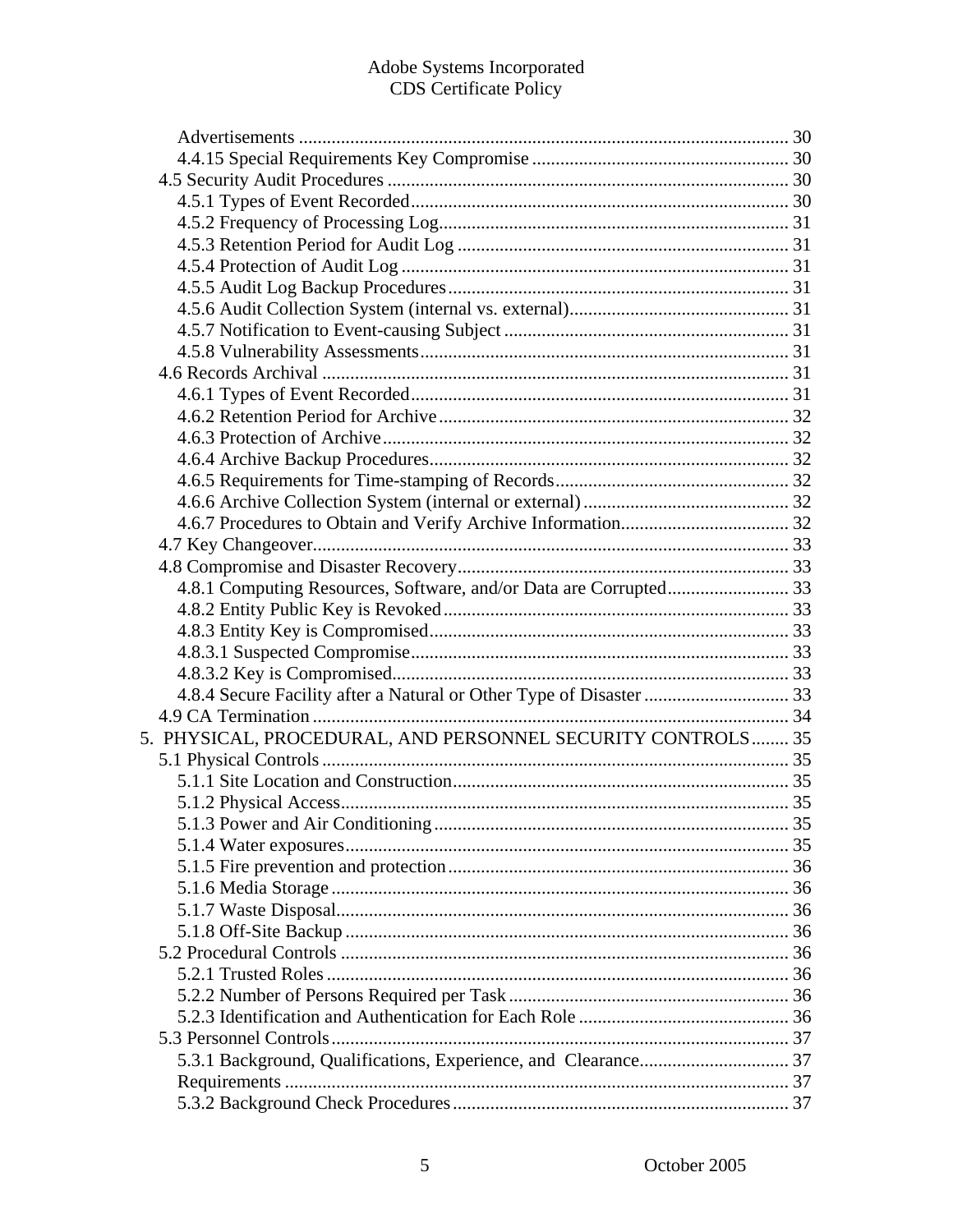Advertisements ........................................................................................................ 30
4.4.15 Special Requirements Key Compromise ...................................................... 30
4.5 Security Audit Procedures ..................................................................................... 30
4.5.1 Types of Event Recorded................................................................................ 30
4.5.2 Frequency of Processing Log.......................................................................... 31
4.5.3 Retention Period for Audit Log ...................................................................... 31
4.5.4 Protection of Audit Log .................................................................................. 31
4.5.5 Audit Log Backup Procedures........................................................................ 31
4.5.6 Audit Collection System (internal vs. external).............................................. 31
4.5.7 Notification to Event-causing Subject ............................................................ 31
4.5.8 Vulnerability Assessments.............................................................................. 31
4.6 Records Archival ................................................................................................... 31
4.6.1 Types of Event Recorded................................................................................ 31
4.6.2 Retention Period for Archive .......................................................................... 32
4.6.3 Protection of Archive...................................................................................... 32
4.6.4 Archive Backup Procedures............................................................................ 32
4.6.5 Requirements for Time-stamping of Records................................................. 32
4.6.6 Archive Collection System (internal or external) ........................................... 32
4.6.7 Procedures to Obtain and Verify Archive Information.................................... 32
4.7 Key Changeover..................................................................................................... 33
4.8 Compromise and Disaster Recovery...................................................................... 33
4.8.1 Computing Resources, Software, and/or Data are Corrupted......................... 33
4.8.2 Entity Public Key is Revoked......................................................................... 33
4.8.3 Entity Key is Compromised............................................................................ 33
4.8.3.1 Suspected Compromise............................................................................... 33
4.8.3.2 Key is Compromised.................................................................................... 33
4.8.4 Secure Facility after a Natural or Other Type of Disaster .............................. 33
4.9 CA Termination ..................................................................................................... 34
5. PHYSICAL, PROCEDURAL, AND PERSONNEL SECURITY CONTROLS........ 35
5.1 Physical Controls ................................................................................................... 35
5.1.1 Site Location and Construction....................................................................... 35
5.1.2 Physical Access............................................................................................... 35
5.1.3 Power and Air Conditioning ........................................................................... 35
5.1.4 Water exposures.............................................................................................. 35
5.1.5 Fire prevention and protection........................................................................ 36
5.1.6 Media Storage ................................................................................................. 36
5.1.7 Waste Disposal................................................................................................ 36
5.1.8 Off-Site Backup .............................................................................................. 36
5.2 Procedural Controls ............................................................................................... 36
5.2.1 Trusted Roles .................................................................................................. 36
5.2.2 Number of Persons Required per Task ........................................................... 36
5.2.3 Identification and Authentication for Each Role ............................................ 36
5.3 Personnel Controls................................................................................................. 37
5.3.1 Background, Qualifications, Experience, and Clearance................................ 37
Requirements .......................................................................................................... 37
5.3.2 Background Check Procedures....................................................................... 37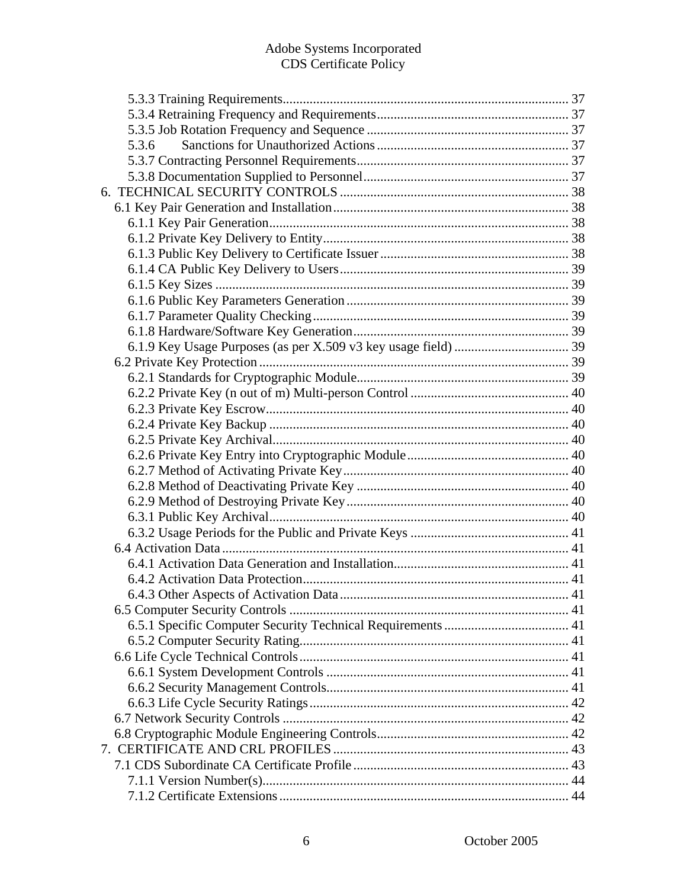5.3.3 Training Requirements ........................................................................ 37
5.3.4 Retraining Frequency and Requirements ........................................................ 37
5.3.5 Job Rotation Frequency and Sequence ........................................................... 37
5.3.6 Sanctions for Unauthorized Actions ............................................................ 37
5.3.7 Contracting Personnel Requirements ............................................................ 37
5.3.8 Documentation Supplied to Personnel ........................................................... 37

6. TECHNICAL SECURITY CONTROLS ....................................................................... 38

6.1 Key Pair Generation and Installation ............................................................ 38
6.1.1 Key Pair Generation ........................................................................... 38
6.1.2 Private Key Delivery to Entity ................................................................ 38
6.1.3 Public Key Delivery to Certificate Issuer ..................................................... 38
6.1.4 CA Public Key Delivery to Users ............................................................... 39
6.1.5 Key Sizes ..................................................................................... 39
6.1.6 Public Key Parameters Generation .............................................................. 39
6.1.7 Parameter Quality Checking ..................................................................... 39
6.1.8 Hardware/Software Key Generation ............................................................... 39
6.1.9 Key Usage Purposes (as per X.509 v3 key usage field) ........................................... 39

6.2 Private Key Protection ........................................................................... 39
6.2.1 Standards for Cryptographic Module ............................................................. 39
6.2.2 Private Key (n out of m) Multi-person Control .................................................. 40
6.2.3 Private Key Escrow ............................................................................ 40
6.2.4 Private Key Backup ............................................................................ 40
6.2.5 Private Key Archival ........................................................................... 40
6.2.6 Private Key Entry into Cryptographic Module .................................................... 40
6.2.7 Method of Activating Private Key ............................................................... 40
6.2.8 Method of Deactivating Private Key ............................................................. 40
6.2.9 Method of Destroying Private Key ............................................................... 40
6.3.1 Public Key Archival ............................................................................ 40
6.3.2 Usage Periods for the Public and Private Keys .................................................. 41

6.4 Activation Data .................................................................................. 41
6.4.1 Activation Data Generation and Installation .................................................... 41
6.4.2 Activation Data Protection ..................................................................... 41
6.4.3 Other Aspects of Activation Data ............................................................... 41

6.5 Computer Security Controls ....................................................................... 41
6.5.1 Specific Computer Security Technical Requirements ............................................... 41
6.5.2 Computer Security Rating ....................................................................... 41

6.6 Life Cycle Technical Controls .................................................................... 41
6.6.1 System Development Controls .................................................................... 41
6.6.2 Security Management Controls ................................................................... 41
6.6.3 Life Cycle Security Ratings ..................................................................... 42

6.7 Network Security Controls ........................................................................ 42

6.8 Cryptographic Module Engineering Controls ........................................................ 42

7. CERTIFICATE AND CRL PROFILES ......................................................................... 43

7.1 CDS Subordinate CA Certificate Profile ........................................................... 43
7.1.1 Version Number(s) .............................................................................. 44
7.1.2 Certificate Extensions ......................................................................... 44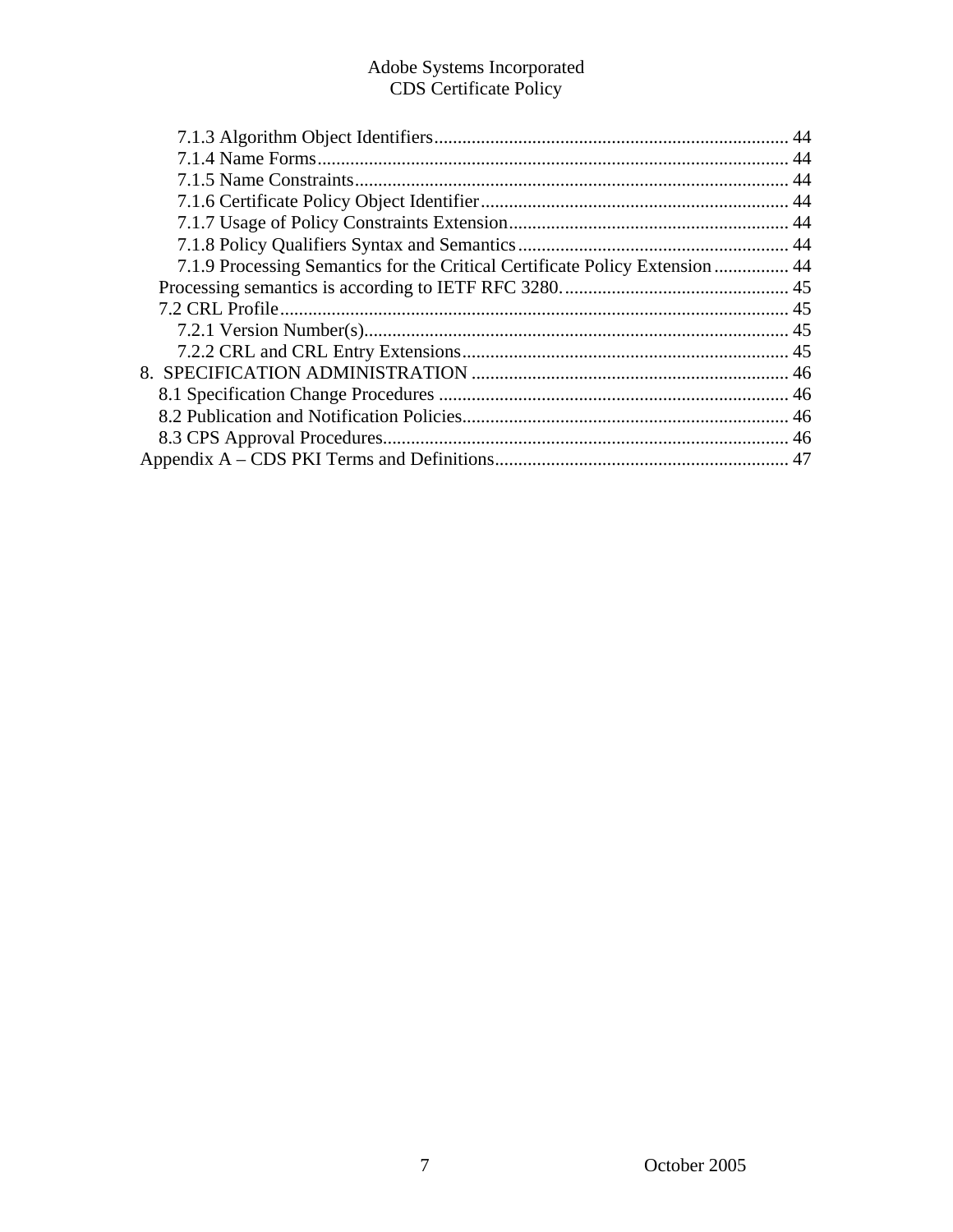7.1.3 Algorithm Object Identifiers ........................................................................... 44
7.1.4 Name Forms.................................................................................................... 44
7.1.5 Name Constraints............................................................................................ 44
7.1.6 Certificate Policy Object Identifier.................................................................. 44
7.1.7 Usage of Policy Constraints Extension............................................................ 44
7.1.8 Policy Qualifiers Syntax and Semantics.......................................................... 44
7.1.9 Processing Semantics for the Critical Certificate Policy Extension ................ 44
Processing semantics is according to IETF RFC 3280................................................. 45
7.2 CRL Profile............................................................................................................ 45
7.2.1 Version Number(s).......................................................................................... 45
7.2.2 CRL and CRL Entry Extensions...................................................................... 45
8. SPECIFICATION ADMINISTRATION .................................................................... 46
8.1 Specification Change Procedures ........................................................................... 46
8.2 Publication and Notification Policies..................................................................... 46
8.3 CPS Approval Procedures...................................................................................... 46
Appendix A – CDS PKI Terms and Definitions.............................................................. 47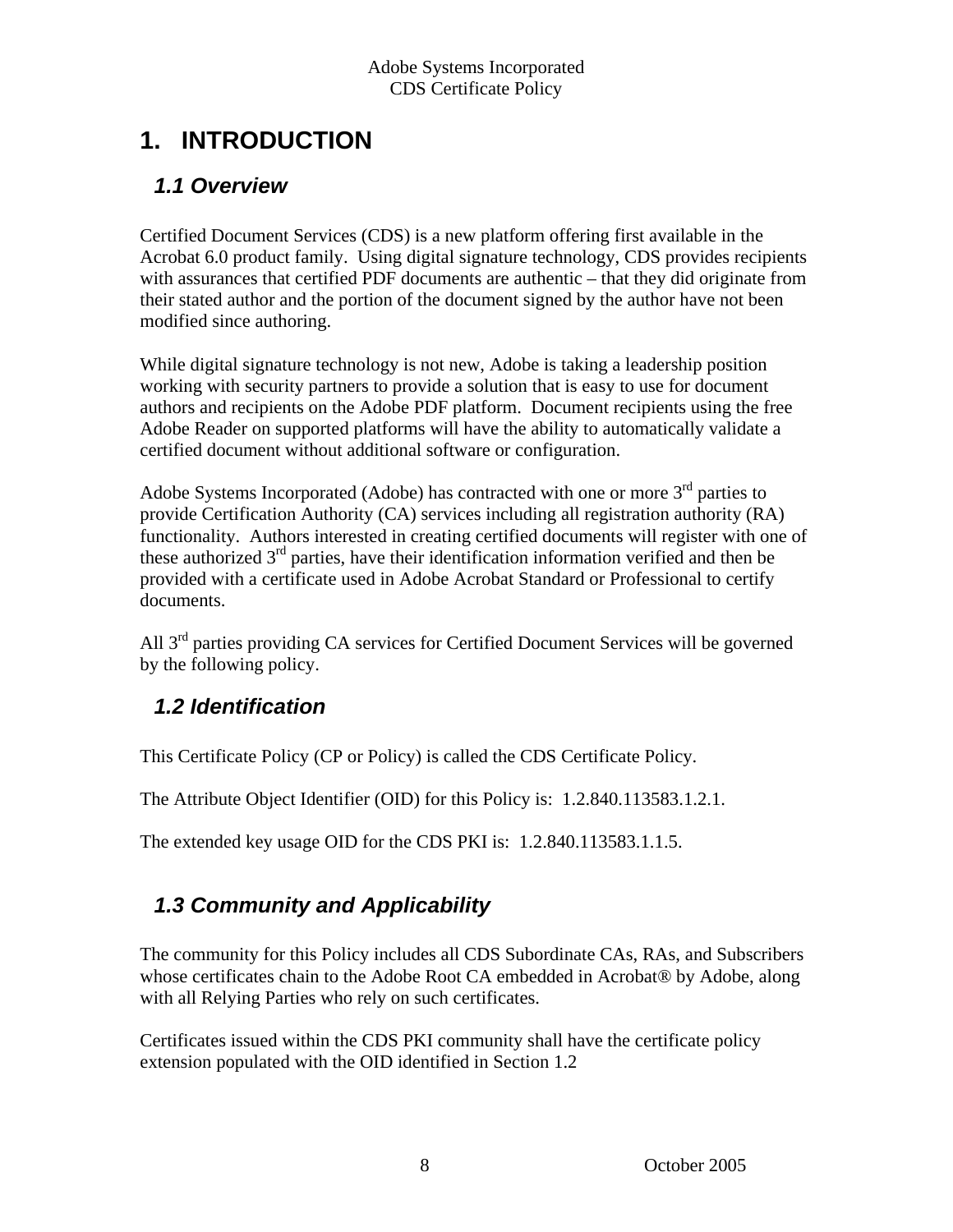# 1. INTRODUCTION

## 1.1 Overview

Certified Document Services (CDS) is a new platform offering first available in the Acrobat 6.0 product family. Using digital signature technology, CDS provides recipients with assurances that certified PDF documents are authentic – that they did originate from their stated author and the portion of the document signed by the author have not been modified since authoring.

While digital signature technology is not new, Adobe is taking a leadership position working with security partners to provide a solution that is easy to use for document authors and recipients on the Adobe PDF platform. Document recipients using the free Adobe Reader on supported platforms will have the ability to automatically validate a certified document without additional software or configuration.

Adobe Systems Incorporated (Adobe) has contracted with one or more 3rd parties to provide Certification Authority (CA) services including all registration authority (RA) functionality. Authors interested in creating certified documents will register with one of these authorized 3rd parties, have their identification information verified and then be provided with a certificate used in Adobe Acrobat Standard or Professional to certify documents.

All 3rd parties providing CA services for Certified Document Services will be governed by the following policy.

## 1.2 Identification

This Certificate Policy (CP or Policy) is called the CDS Certificate Policy.

The Attribute Object Identifier (OID) for this Policy is: 1.2.840.113583.1.2.1.

The extended key usage OID for the CDS PKI is: 1.2.840.113583.1.1.5.

## 1.3 Community and Applicability

The community for this Policy includes all CDS Subordinate CAs, RAs, and Subscribers whose certificates chain to the Adobe Root CA embedded in Acrobat® by Adobe, along with all Relying Parties who rely on such certificates.

Certificates issued within the CDS PKI community shall have the certificate policy extension populated with the OID identified in Section 1.2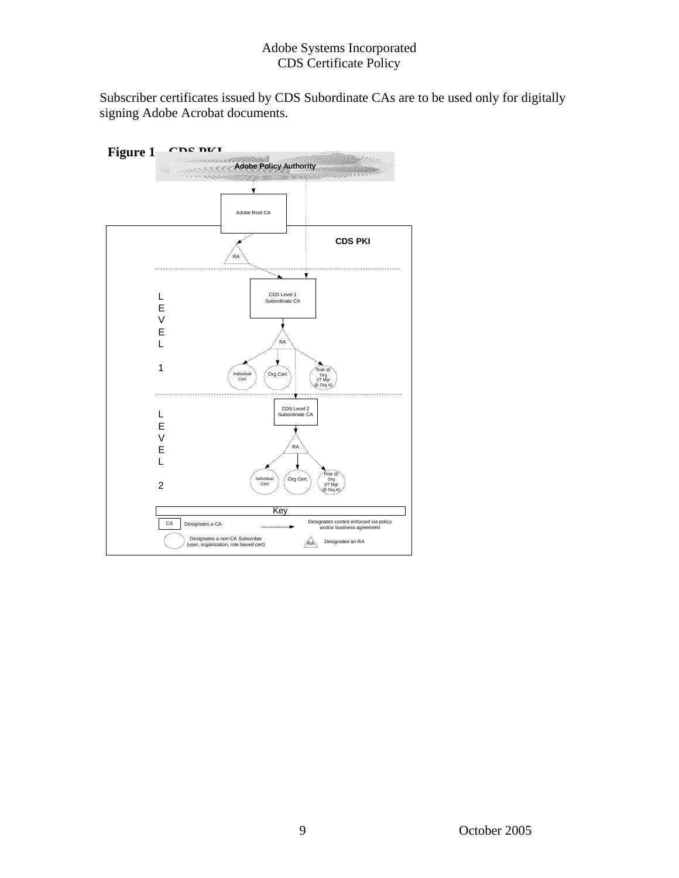Subscriber certificates issued by CDS Subordinate CAs are to be used only for digitally signing Adobe Acrobat documents.

**Figure 1 – CDS PKI**

Adobe Policy Authority

Adobe Root CA

CDS PKI

RA

LEVEL 1

CDS Level 1 Subordinate CA

RA

Individual Cert

Org Cert

Role @ Org (IT Mgr @ Org A)

LEVEL 2

CDS Level 2 Subordinate CA

RA

Individual Cert

Org Cert

Role @ Org (IT Mgr @ Org A)

Key

CA Designates a CA

Designates control enforced via policy and/or business agreement

Designates a non-CA Subscriber (user, organization, role based cert)

RA Designates an RA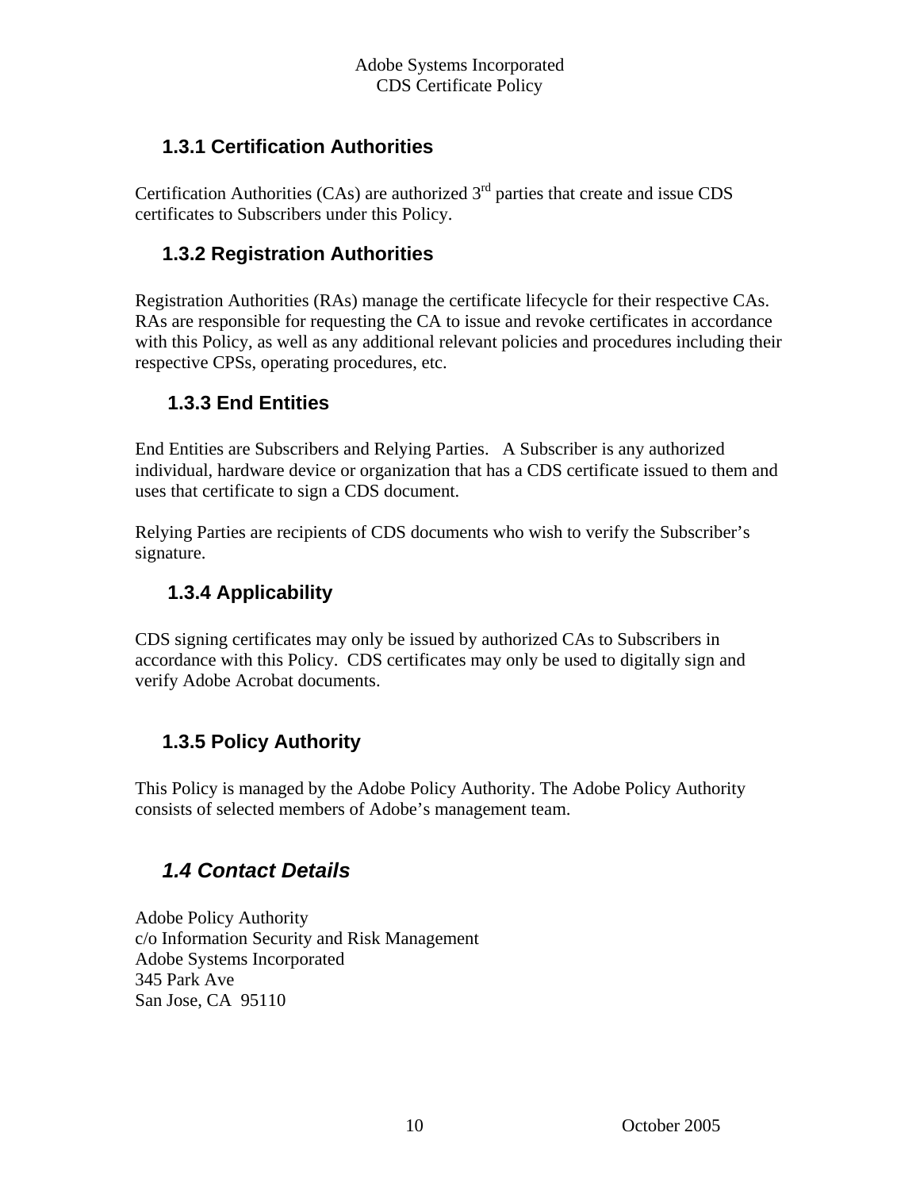### 1.3.1 Certification Authorities

Certification Authorities (CAs) are authorized 3rd parties that create and issue CDS certificates to Subscribers under this Policy.

### 1.3.2 Registration Authorities

Registration Authorities (RAs) manage the certificate lifecycle for their respective CAs. RAs are responsible for requesting the CA to issue and revoke certificates in accordance with this Policy, as well as any additional relevant policies and procedures including their respective CPSs, operating procedures, etc.

### 1.3.3 End Entities

End Entities are Subscribers and Relying Parties. A Subscriber is any authorized individual, hardware device or organization that has a CDS certificate issued to them and uses that certificate to sign a CDS document.

Relying Parties are recipients of CDS documents who wish to verify the Subscriber's signature.

### 1.3.4 Applicability

CDS signing certificates may only be issued by authorized CAs to Subscribers in accordance with this Policy. CDS certificates may only be used to digitally sign and verify Adobe Acrobat documents.

### 1.3.5 Policy Authority

This Policy is managed by the Adobe Policy Authority. The Adobe Policy Authority consists of selected members of Adobe's management team.

## *1.4 Contact Details*

Adobe Policy Authority
c/o Information Security and Risk Management
Adobe Systems Incorporated
345 Park Ave
San Jose, CA 95110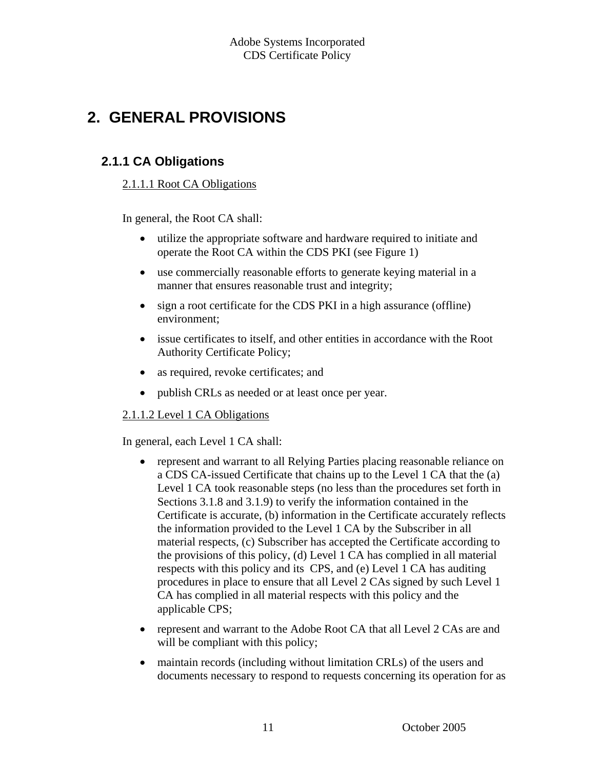# 2. GENERAL PROVISIONS

## 2.1.1 CA Obligations

2.1.1.1 Root CA Obligations

In general, the Root CA shall:

- utilize the appropriate software and hardware required to initiate and operate the Root CA within the CDS PKI (see Figure 1)
- use commercially reasonable efforts to generate keying material in a manner that ensures reasonable trust and integrity;
- sign a root certificate for the CDS PKI in a high assurance (offline) environment;
- issue certificates to itself, and other entities in accordance with the Root Authority Certificate Policy;
- as required, revoke certificates; and
- publish CRLs as needed or at least once per year.

2.1.1.2 Level 1 CA Obligations

In general, each Level 1 CA shall:

- represent and warrant to all Relying Parties placing reasonable reliance on a CDS CA-issued Certificate that chains up to the Level 1 CA that the (a) Level 1 CA took reasonable steps (no less than the procedures set forth in Sections 3.1.8 and 3.1.9) to verify the information contained in the Certificate is accurate, (b) information in the Certificate accurately reflects the information provided to the Level 1 CA by the Subscriber in all material respects, (c) Subscriber has accepted the Certificate according to the provisions of this policy, (d) Level 1 CA has complied in all material respects with this policy and its CPS, and (e) Level 1 CA has auditing procedures in place to ensure that all Level 2 CAs signed by such Level 1 CA has complied in all material respects with this policy and the applicable CPS;
- represent and warrant to the Adobe Root CA that all Level 2 CAs are and will be compliant with this policy;
- maintain records (including without limitation CRLs) of the users and documents necessary to respond to requests concerning its operation for as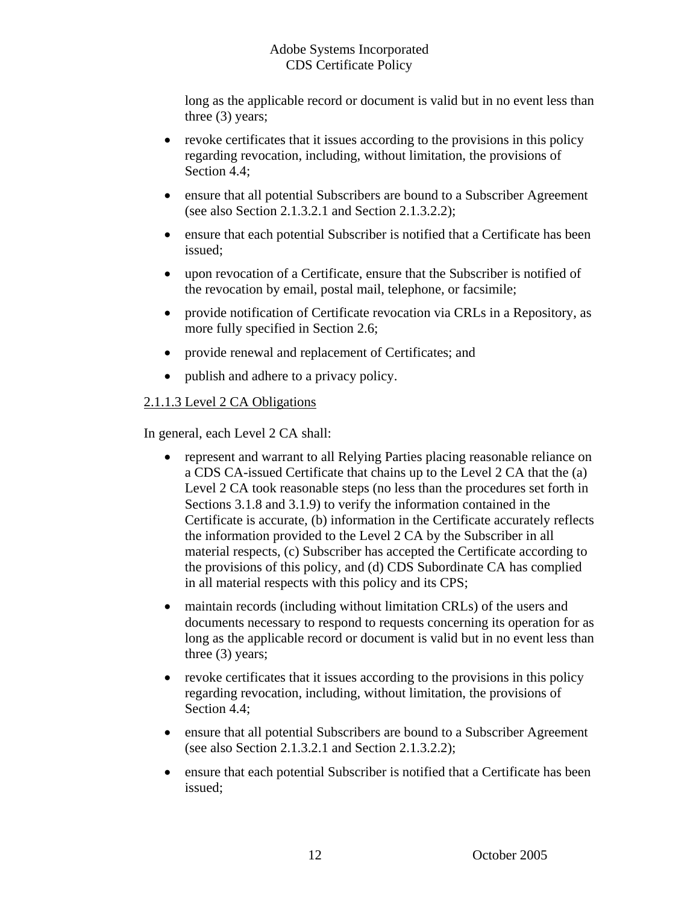long as the applicable record or document is valid but in no event less than three (3) years;

- revoke certificates that it issues according to the provisions in this policy regarding revocation, including, without limitation, the provisions of Section 4.4;
- ensure that all potential Subscribers are bound to a Subscriber Agreement (see also Section 2.1.3.2.1 and Section 2.1.3.2.2);
- ensure that each potential Subscriber is notified that a Certificate has been issued;
- upon revocation of a Certificate, ensure that the Subscriber is notified of the revocation by email, postal mail, telephone, or facsimile;
- provide notification of Certificate revocation via CRLs in a Repository, as more fully specified in Section 2.6;
- provide renewal and replacement of Certificates; and
- publish and adhere to a privacy policy.

#### 2.1.1.3 Level 2 CA Obligations

In general, each Level 2 CA shall:

- represent and warrant to all Relying Parties placing reasonable reliance on a CDS CA-issued Certificate that chains up to the Level 2 CA that the (a) Level 2 CA took reasonable steps (no less than the procedures set forth in Sections 3.1.8 and 3.1.9) to verify the information contained in the Certificate is accurate, (b) information in the Certificate accurately reflects the information provided to the Level 2 CA by the Subscriber in all material respects, (c) Subscriber has accepted the Certificate according to the provisions of this policy, and (d) CDS Subordinate CA has complied in all material respects with this policy and its CPS;
- maintain records (including without limitation CRLs) of the users and documents necessary to respond to requests concerning its operation for as long as the applicable record or document is valid but in no event less than three (3) years;
- revoke certificates that it issues according to the provisions in this policy regarding revocation, including, without limitation, the provisions of Section 4.4;
- ensure that all potential Subscribers are bound to a Subscriber Agreement (see also Section 2.1.3.2.1 and Section 2.1.3.2.2);
- ensure that each potential Subscriber is notified that a Certificate has been issued;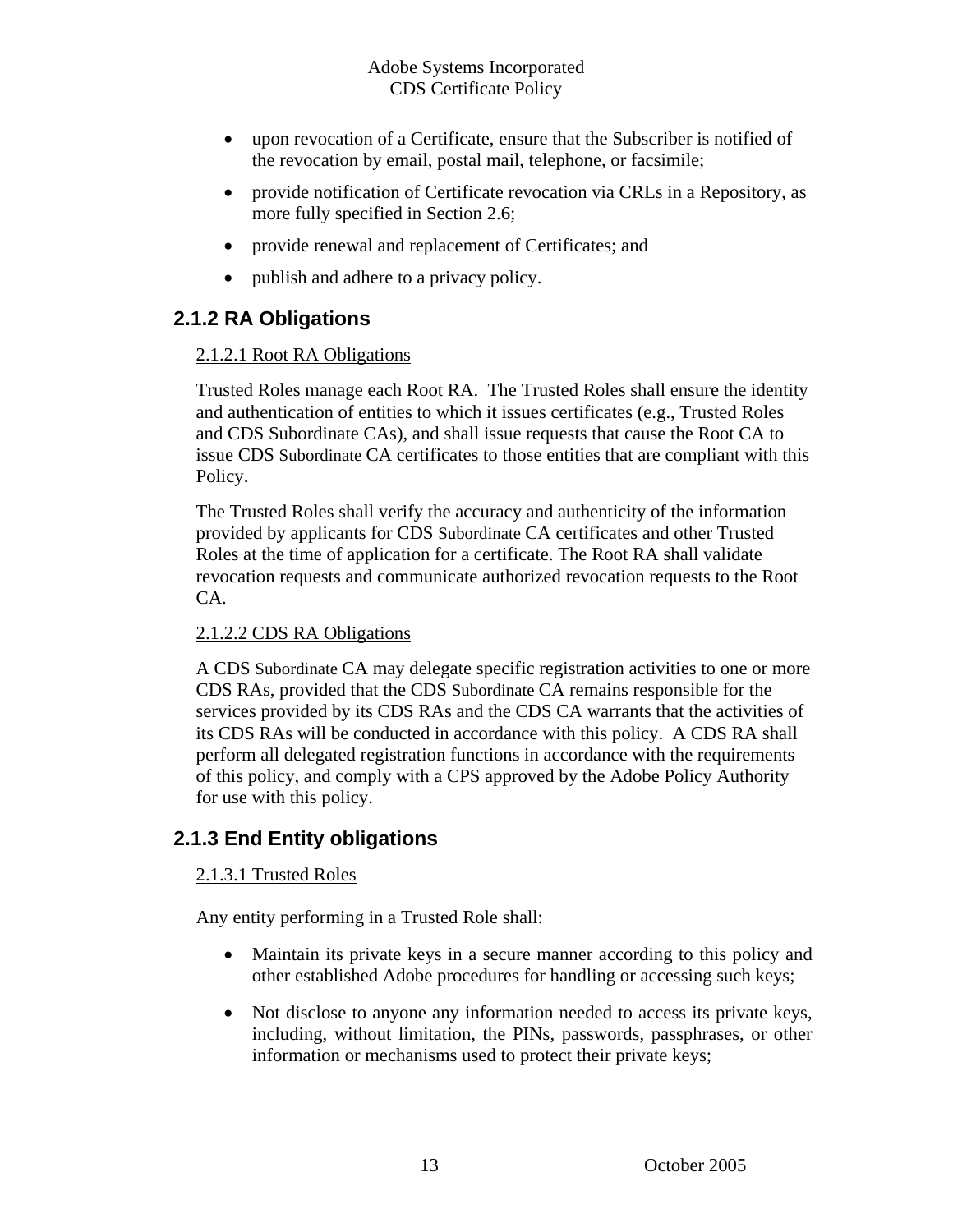- upon revocation of a Certificate, ensure that the Subscriber is notified of the revocation by email, postal mail, telephone, or facsimile;
- provide notification of Certificate revocation via CRLs in a Repository, as more fully specified in Section 2.6;
- provide renewal and replacement of Certificates; and
- publish and adhere to a privacy policy.

### 2.1.2 RA Obligations

2.1.2.1 Root RA Obligations

Trusted Roles manage each Root RA. The Trusted Roles shall ensure the identity and authentication of entities to which it issues certificates (e.g., Trusted Roles and CDS Subordinate CAs), and shall issue requests that cause the Root CA to issue CDS Subordinate CA certificates to those entities that are compliant with this Policy.

The Trusted Roles shall verify the accuracy and authenticity of the information provided by applicants for CDS Subordinate CA certificates and other Trusted Roles at the time of application for a certificate. The Root RA shall validate revocation requests and communicate authorized revocation requests to the Root CA.

2.1.2.2 CDS RA Obligations

A CDS Subordinate CA may delegate specific registration activities to one or more CDS RAs, provided that the CDS Subordinate CA remains responsible for the services provided by its CDS RAs and the CDS CA warrants that the activities of its CDS RAs will be conducted in accordance with this policy. A CDS RA shall perform all delegated registration functions in accordance with the requirements of this policy, and comply with a CPS approved by the Adobe Policy Authority for use with this policy.

### 2.1.3 End Entity obligations

2.1.3.1 Trusted Roles

Any entity performing in a Trusted Role shall:

- Maintain its private keys in a secure manner according to this policy and other established Adobe procedures for handling or accessing such keys;
- Not disclose to anyone any information needed to access its private keys, including, without limitation, the PINs, passwords, passphrases, or other information or mechanisms used to protect their private keys;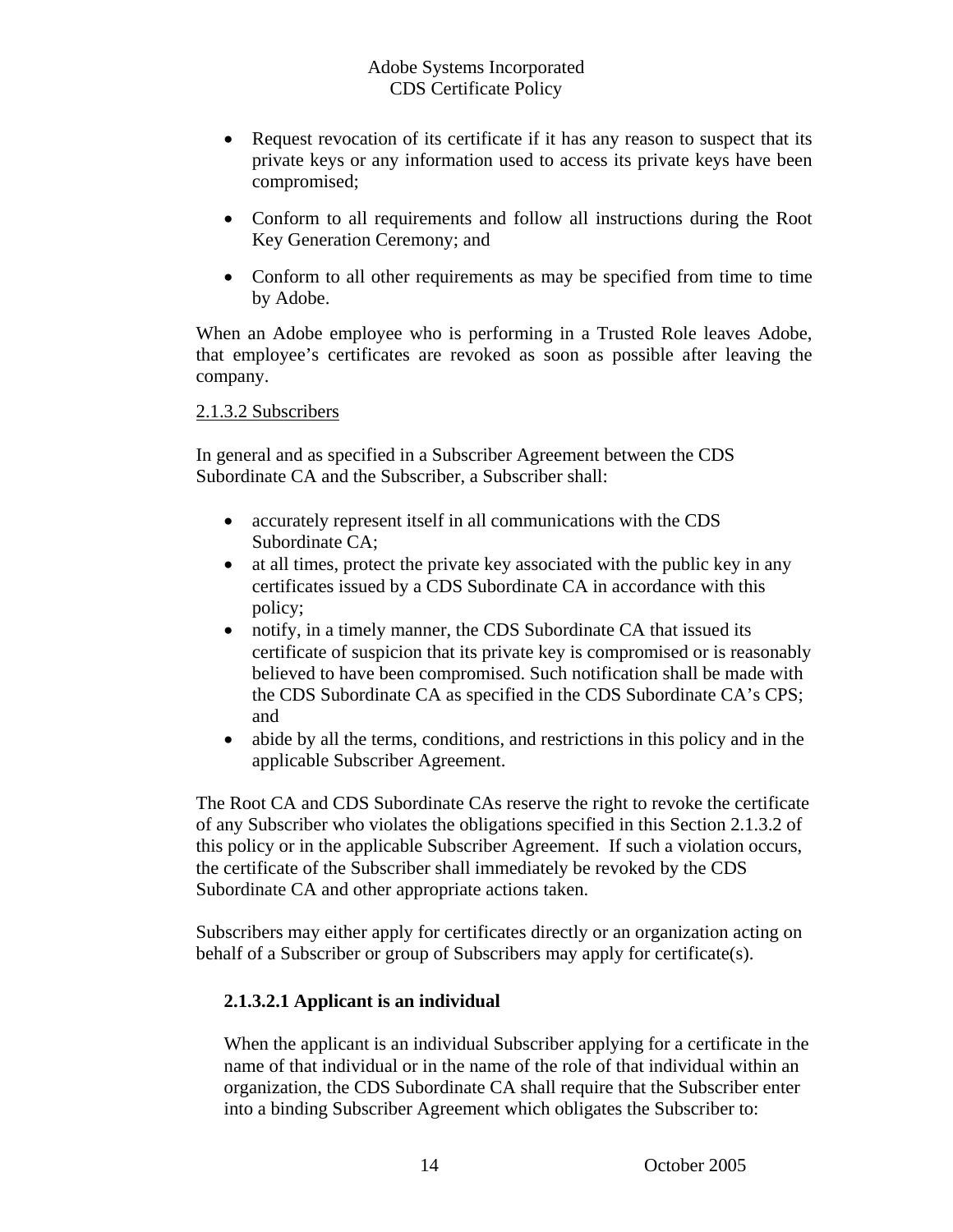- Request revocation of its certificate if it has any reason to suspect that its private keys or any information used to access its private keys have been compromised;
- Conform to all requirements and follow all instructions during the Root Key Generation Ceremony; and
- Conform to all other requirements as may be specified from time to time by Adobe.

When an Adobe employee who is performing in a Trusted Role leaves Adobe, that employee's certificates are revoked as soon as possible after leaving the company.

2.1.3.2 Subscribers

In general and as specified in a Subscriber Agreement between the CDS Subordinate CA and the Subscriber, a Subscriber shall:

- accurately represent itself in all communications with the CDS Subordinate CA;
- at all times, protect the private key associated with the public key in any certificates issued by a CDS Subordinate CA in accordance with this policy;
- notify, in a timely manner, the CDS Subordinate CA that issued its certificate of suspicion that its private key is compromised or is reasonably believed to have been compromised. Such notification shall be made with the CDS Subordinate CA as specified in the CDS Subordinate CA's CPS; and
- abide by all the terms, conditions, and restrictions in this policy and in the applicable Subscriber Agreement.

The Root CA and CDS Subordinate CAs reserve the right to revoke the certificate of any Subscriber who violates the obligations specified in this Section 2.1.3.2 of this policy or in the applicable Subscriber Agreement. If such a violation occurs, the certificate of the Subscriber shall immediately be revoked by the CDS Subordinate CA and other appropriate actions taken.

Subscribers may either apply for certificates directly or an organization acting on behalf of a Subscriber or group of Subscribers may apply for certificate(s).

**2.1.3.2.1 Applicant is an individual**

When the applicant is an individual Subscriber applying for a certificate in the name of that individual or in the name of the role of that individual within an organization, the CDS Subordinate CA shall require that the Subscriber enter into a binding Subscriber Agreement which obligates the Subscriber to: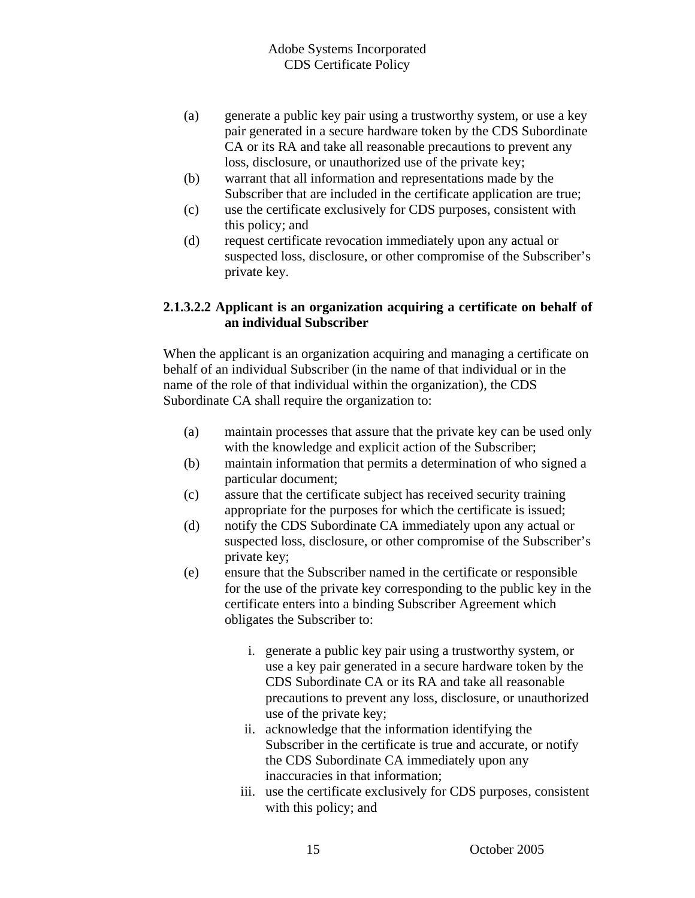(a) generate a public key pair using a trustworthy system, or use a key pair generated in a secure hardware token by the CDS Subordinate CA or its RA and take all reasonable precautions to prevent any loss, disclosure, or unauthorized use of the private key;
(b) warrant that all information and representations made by the Subscriber that are included in the certificate application are true;
(c) use the certificate exclusively for CDS purposes, consistent with this policy; and
(d) request certificate revocation immediately upon any actual or suspected loss, disclosure, or other compromise of the Subscriber's private key.

#### 2.1.3.2.2 Applicant is an organization acquiring a certificate on behalf of an individual Subscriber

When the applicant is an organization acquiring and managing a certificate on behalf of an individual Subscriber (in the name of that individual or in the name of the role of that individual within the organization), the CDS Subordinate CA shall require the organization to:

(a) maintain processes that assure that the private key can be used only with the knowledge and explicit action of the Subscriber;
(b) maintain information that permits a determination of who signed a particular document;
(c) assure that the certificate subject has received security training appropriate for the purposes for which the certificate is issued;
(d) notify the CDS Subordinate CA immediately upon any actual or suspected loss, disclosure, or other compromise of the Subscriber's private key;
(e) ensure that the Subscriber named in the certificate or responsible for the use of the private key corresponding to the public key in the certificate enters into a binding Subscriber Agreement which obligates the Subscriber to:

   i. generate a public key pair using a trustworthy system, or use a key pair generated in a secure hardware token by the CDS Subordinate CA or its RA and take all reasonable precautions to prevent any loss, disclosure, or unauthorized use of the private key;
   ii. acknowledge that the information identifying the Subscriber in the certificate is true and accurate, or notify the CDS Subordinate CA immediately upon any inaccuracies in that information;
   iii. use the certificate exclusively for CDS purposes, consistent with this policy; and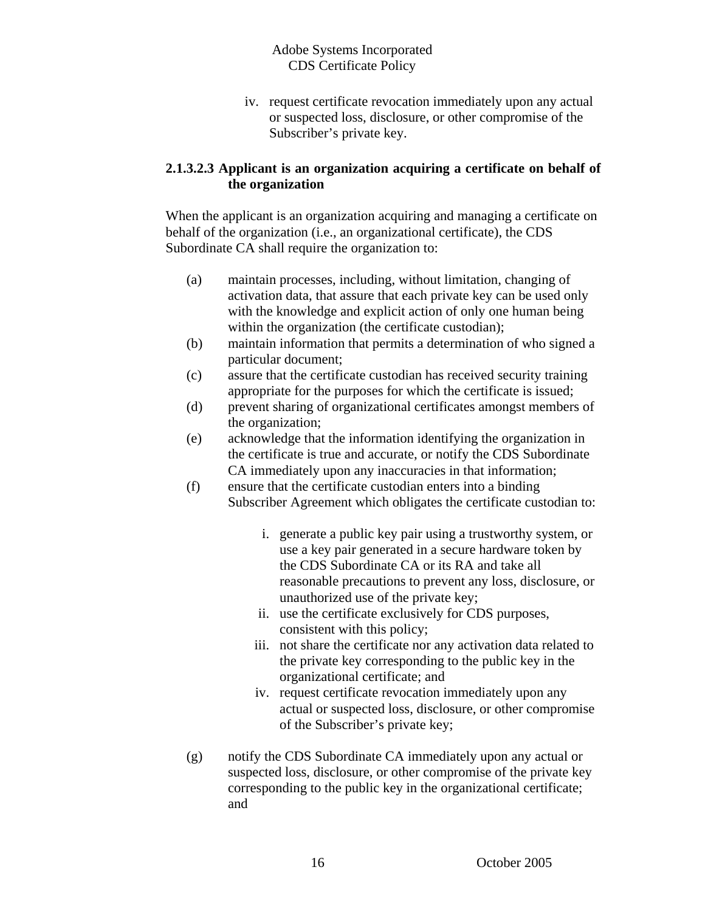iv. request certificate revocation immediately upon any actual or suspected loss, disclosure, or other compromise of the Subscriber's private key.

#### 2.1.3.2.3 Applicant is an organization acquiring a certificate on behalf of the organization

When the applicant is an organization acquiring and managing a certificate on behalf of the organization (i.e., an organizational certificate), the CDS Subordinate CA shall require the organization to:

(a) maintain processes, including, without limitation, changing of activation data, that assure that each private key can be used only with the knowledge and explicit action of only one human being within the organization (the certificate custodian);

(b) maintain information that permits a determination of who signed a particular document;

(c) assure that the certificate custodian has received security training appropriate for the purposes for which the certificate is issued;

(d) prevent sharing of organizational certificates amongst members of the organization;

(e) acknowledge that the information identifying the organization in the certificate is true and accurate, or notify the CDS Subordinate CA immediately upon any inaccuracies in that information;

(f) ensure that the certificate custodian enters into a binding Subscriber Agreement which obligates the certificate custodian to:

   i. generate a public key pair using a trustworthy system, or use a key pair generated in a secure hardware token by the CDS Subordinate CA or its RA and take all reasonable precautions to prevent any loss, disclosure, or unauthorized use of the private key;
   ii. use the certificate exclusively for CDS purposes, consistent with this policy;
   iii. not share the certificate nor any activation data related to the private key corresponding to the public key in the organizational certificate; and
   iv. request certificate revocation immediately upon any actual or suspected loss, disclosure, or other compromise of the Subscriber's private key;

(g) notify the CDS Subordinate CA immediately upon any actual or suspected loss, disclosure, or other compromise of the private key corresponding to the public key in the organizational certificate; and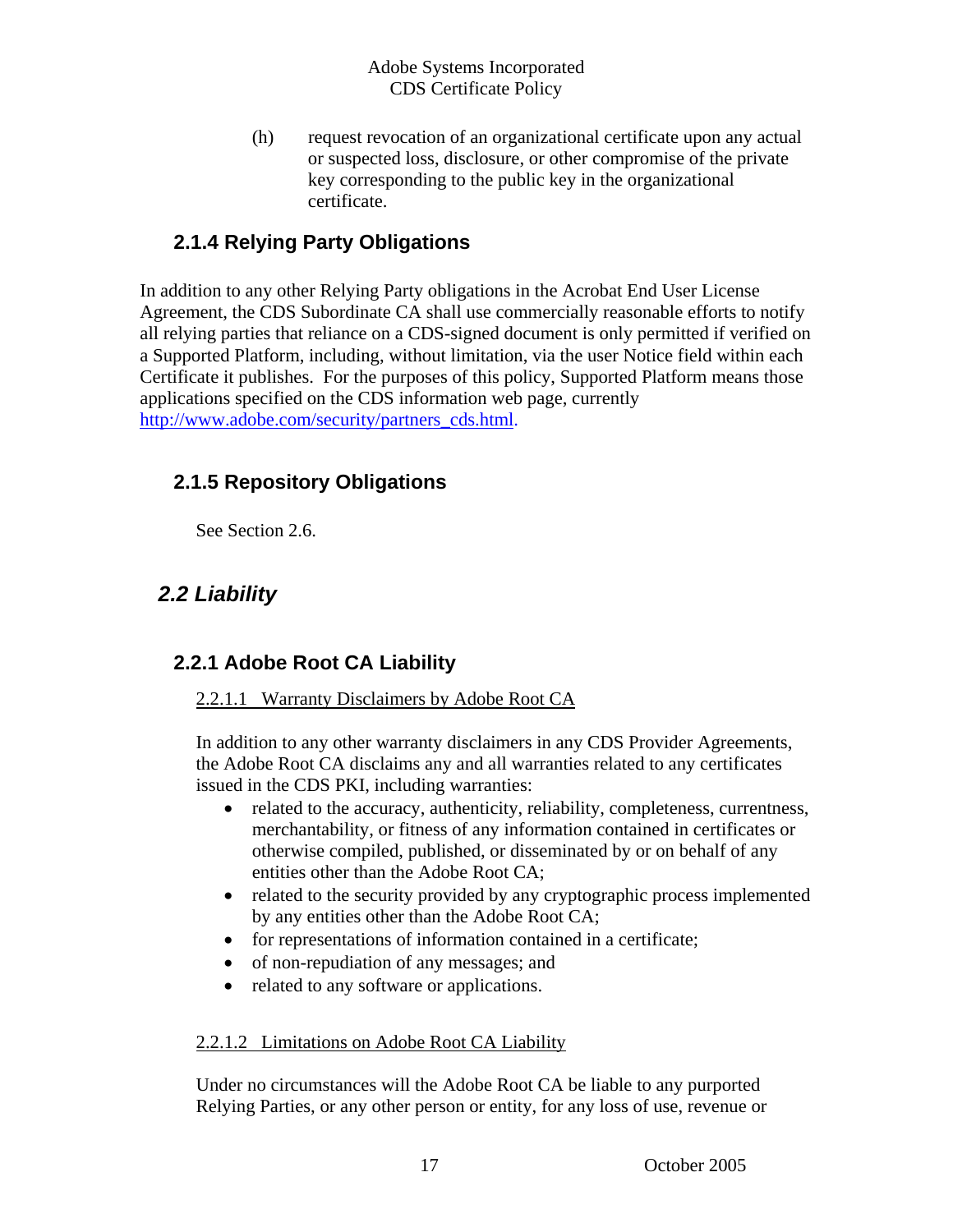(h) request revocation of an organizational certificate upon any actual or suspected loss, disclosure, or other compromise of the private key corresponding to the public key in the organizational certificate.

### 2.1.4 Relying Party Obligations

In addition to any other Relying Party obligations in the Acrobat End User License Agreement, the CDS Subordinate CA shall use commercially reasonable efforts to notify all relying parties that reliance on a CDS-signed document is only permitted if verified on a Supported Platform, including, without limitation, via the user Notice field within each Certificate it publishes. For the purposes of this policy, Supported Platform means those applications specified on the CDS information web page, currently [http://www.adobe.com/security/partners_cds.html](http://www.adobe.com/security/partners_cds.html).

### 2.1.5 Repository Obligations

See Section 2.6.

## *2.2 Liability*

### 2.2.1 Adobe Root CA Liability

2.2.1.1 Warranty Disclaimers by Adobe Root CA

In addition to any other warranty disclaimers in any CDS Provider Agreements, the Adobe Root CA disclaims any and all warranties related to any certificates issued in the CDS PKI, including warranties:

- related to the accuracy, authenticity, reliability, completeness, currentness, merchantability, or fitness of any information contained in certificates or otherwise compiled, published, or disseminated by or on behalf of any entities other than the Adobe Root CA;
- related to the security provided by any cryptographic process implemented by any entities other than the Adobe Root CA;
- for representations of information contained in a certificate;
- of non-repudiation of any messages; and
- related to any software or applications.

2.2.1.2 Limitations on Adobe Root CA Liability

Under no circumstances will the Adobe Root CA be liable to any purported Relying Parties, or any other person or entity, for any loss of use, revenue or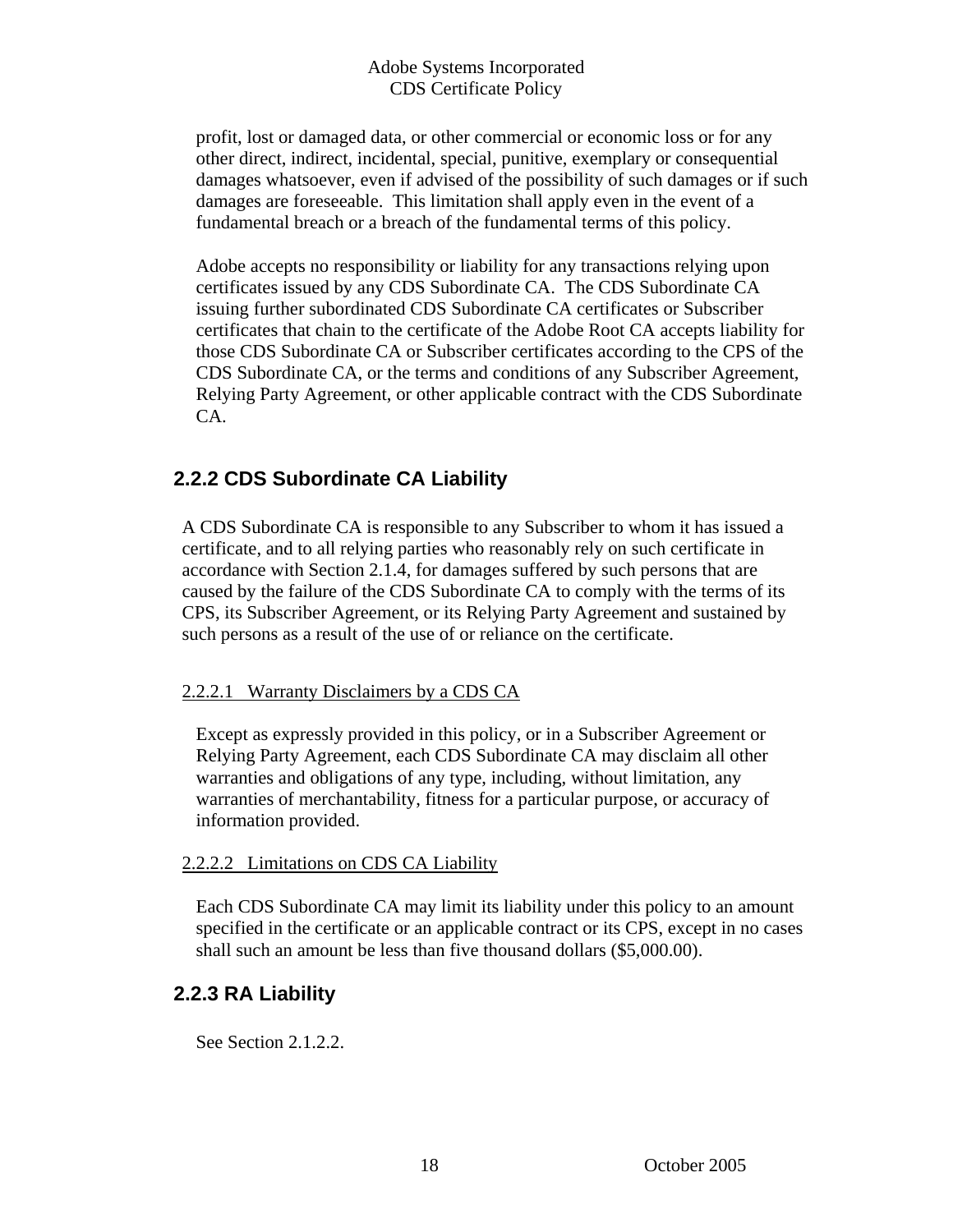profit, lost or damaged data, or other commercial or economic loss or for any other direct, indirect, incidental, special, punitive, exemplary or consequential damages whatsoever, even if advised of the possibility of such damages or if such damages are foreseeable. This limitation shall apply even in the event of a fundamental breach or a breach of the fundamental terms of this policy.

Adobe accepts no responsibility or liability for any transactions relying upon certificates issued by any CDS Subordinate CA. The CDS Subordinate CA issuing further subordinated CDS Subordinate CA certificates or Subscriber certificates that chain to the certificate of the Adobe Root CA accepts liability for those CDS Subordinate CA or Subscriber certificates according to the CPS of the CDS Subordinate CA, or the terms and conditions of any Subscriber Agreement, Relying Party Agreement, or other applicable contract with the CDS Subordinate CA.

### 2.2.2 CDS Subordinate CA Liability

A CDS Subordinate CA is responsible to any Subscriber to whom it has issued a certificate, and to all relying parties who reasonably rely on such certificate in accordance with Section 2.1.4, for damages suffered by such persons that are caused by the failure of the CDS Subordinate CA to comply with the terms of its CPS, its Subscriber Agreement, or its Relying Party Agreement and sustained by such persons as a result of the use of or reliance on the certificate.

#### 2.2.2.1 Warranty Disclaimers by a CDS CA

Except as expressly provided in this policy, or in a Subscriber Agreement or Relying Party Agreement, each CDS Subordinate CA may disclaim all other warranties and obligations of any type, including, without limitation, any warranties of merchantability, fitness for a particular purpose, or accuracy of information provided.

#### 2.2.2.2 Limitations on CDS CA Liability

Each CDS Subordinate CA may limit its liability under this policy to an amount specified in the certificate or an applicable contract or its CPS, except in no cases shall such an amount be less than five thousand dollars ($5,000.00).

### 2.2.3 RA Liability

See Section 2.1.2.2.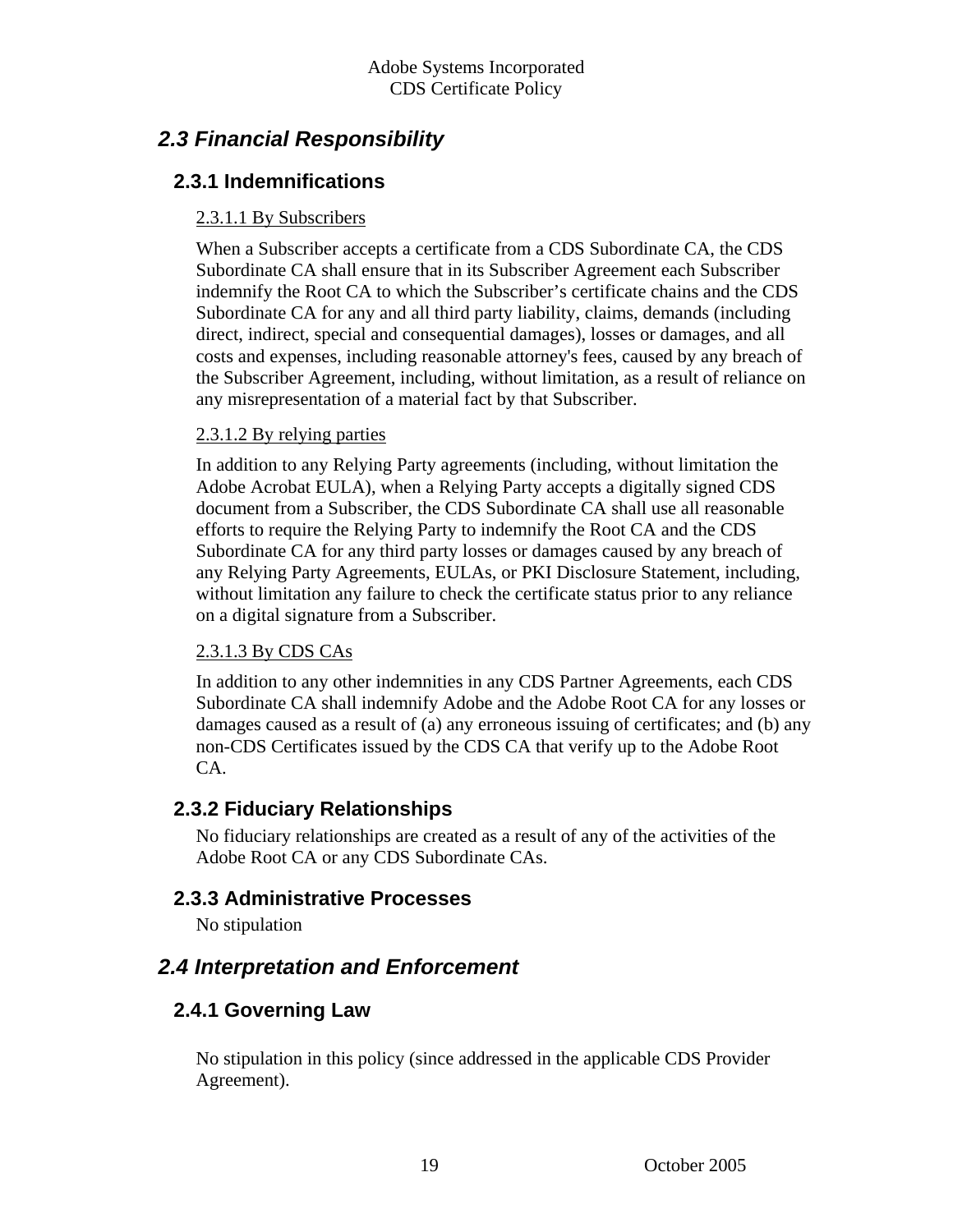## 2.3 Financial Responsibility

### 2.3.1 Indemnifications

2.3.1.1 By Subscribers

When a Subscriber accepts a certificate from a CDS Subordinate CA, the CDS Subordinate CA shall ensure that in its Subscriber Agreement each Subscriber indemnify the Root CA to which the Subscriber's certificate chains and the CDS Subordinate CA for any and all third party liability, claims, demands (including direct, indirect, special and consequential damages), losses or damages, and all costs and expenses, including reasonable attorney's fees, caused by any breach of the Subscriber Agreement, including, without limitation, as a result of reliance on any misrepresentation of a material fact by that Subscriber.

2.3.1.2 By relying parties

In addition to any Relying Party agreements (including, without limitation the Adobe Acrobat EULA), when a Relying Party accepts a digitally signed CDS document from a Subscriber, the CDS Subordinate CA shall use all reasonable efforts to require the Relying Party to indemnify the Root CA and the CDS Subordinate CA for any third party losses or damages caused by any breach of any Relying Party Agreements, EULAs, or PKI Disclosure Statement, including, without limitation any failure to check the certificate status prior to any reliance on a digital signature from a Subscriber.

2.3.1.3 By CDS CAs

In addition to any other indemnities in any CDS Partner Agreements, each CDS Subordinate CA shall indemnify Adobe and the Adobe Root CA for any losses or damages caused as a result of (a) any erroneous issuing of certificates; and (b) any non-CDS Certificates issued by the CDS CA that verify up to the Adobe Root CA.

### 2.3.2 Fiduciary Relationships

No fiduciary relationships are created as a result of any of the activities of the Adobe Root CA or any CDS Subordinate CAs.

### 2.3.3 Administrative Processes

No stipulation

## 2.4 Interpretation and Enforcement

### 2.4.1 Governing Law

No stipulation in this policy (since addressed in the applicable CDS Provider Agreement).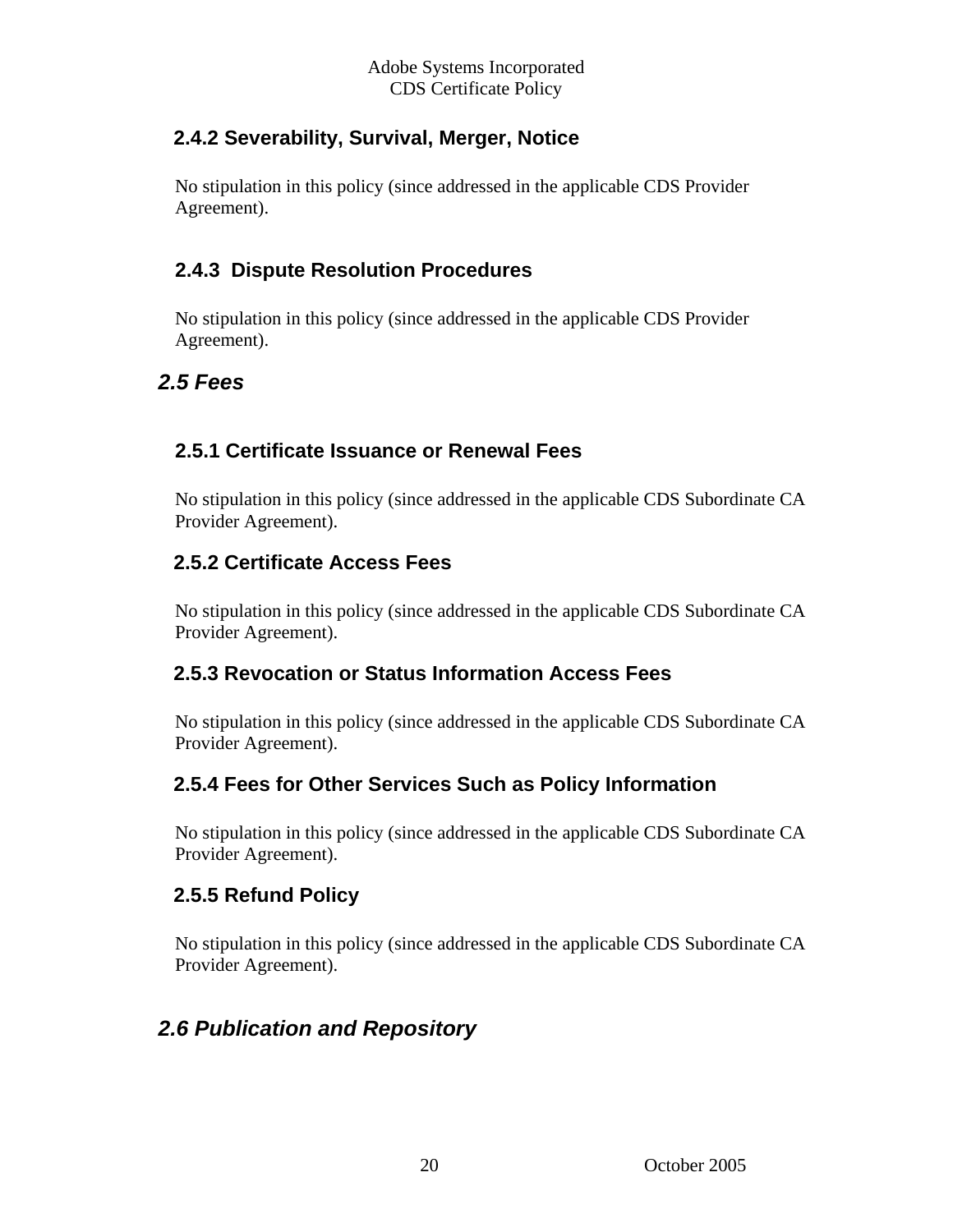### 2.4.2 Severability, Survival, Merger, Notice

No stipulation in this policy (since addressed in the applicable CDS Provider Agreement).

### 2.4.3 Dispute Resolution Procedures

No stipulation in this policy (since addressed in the applicable CDS Provider Agreement).

## *2.5 Fees*

### 2.5.1 Certificate Issuance or Renewal Fees

No stipulation in this policy (since addressed in the applicable CDS Subordinate CA Provider Agreement).

### 2.5.2 Certificate Access Fees

No stipulation in this policy (since addressed in the applicable CDS Subordinate CA Provider Agreement).

### 2.5.3 Revocation or Status Information Access Fees

No stipulation in this policy (since addressed in the applicable CDS Subordinate CA Provider Agreement).

### 2.5.4 Fees for Other Services Such as Policy Information

No stipulation in this policy (since addressed in the applicable CDS Subordinate CA Provider Agreement).

### 2.5.5 Refund Policy

No stipulation in this policy (since addressed in the applicable CDS Subordinate CA Provider Agreement).

## *2.6 Publication and Repository*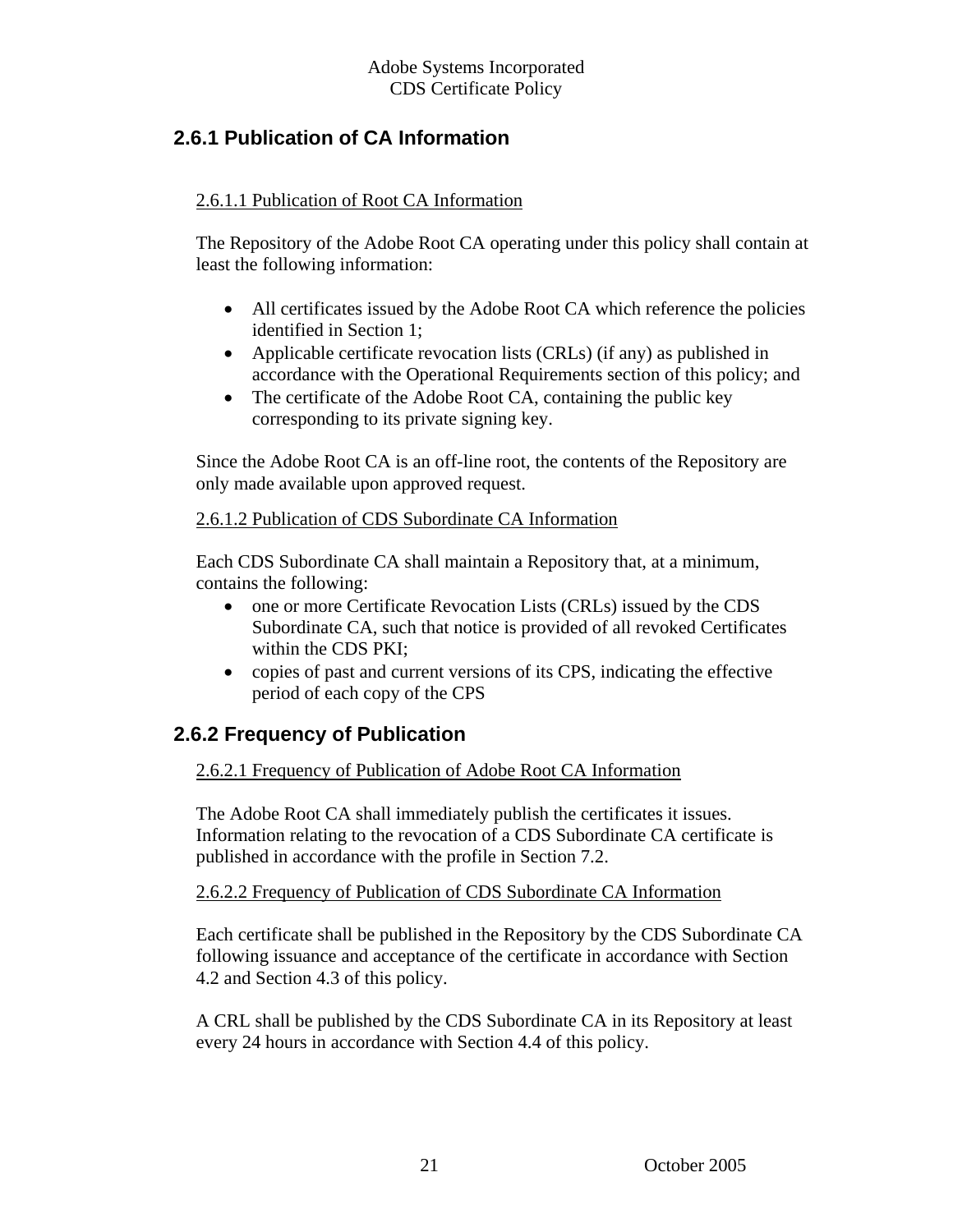## 2.6.1 Publication of CA Information

2.6.1.1 Publication of Root CA Information

The Repository of the Adobe Root CA operating under this policy shall contain at least the following information:

- All certificates issued by the Adobe Root CA which reference the policies identified in Section 1;
- Applicable certificate revocation lists (CRLs) (if any) as published in accordance with the Operational Requirements section of this policy; and
- The certificate of the Adobe Root CA, containing the public key corresponding to its private signing key.

Since the Adobe Root CA is an off-line root, the contents of the Repository are only made available upon approved request.

2.6.1.2 Publication of CDS Subordinate CA Information

Each CDS Subordinate CA shall maintain a Repository that, at a minimum, contains the following:

- one or more Certificate Revocation Lists (CRLs) issued by the CDS Subordinate CA, such that notice is provided of all revoked Certificates within the CDS PKI;
- copies of past and current versions of its CPS, indicating the effective period of each copy of the CPS

## 2.6.2 Frequency of Publication

2.6.2.1 Frequency of Publication of Adobe Root CA Information

The Adobe Root CA shall immediately publish the certificates it issues. Information relating to the revocation of a CDS Subordinate CA certificate is published in accordance with the profile in Section 7.2.

2.6.2.2 Frequency of Publication of CDS Subordinate CA Information

Each certificate shall be published in the Repository by the CDS Subordinate CA following issuance and acceptance of the certificate in accordance with Section 4.2 and Section 4.3 of this policy.

A CRL shall be published by the CDS Subordinate CA in its Repository at least every 24 hours in accordance with Section 4.4 of this policy.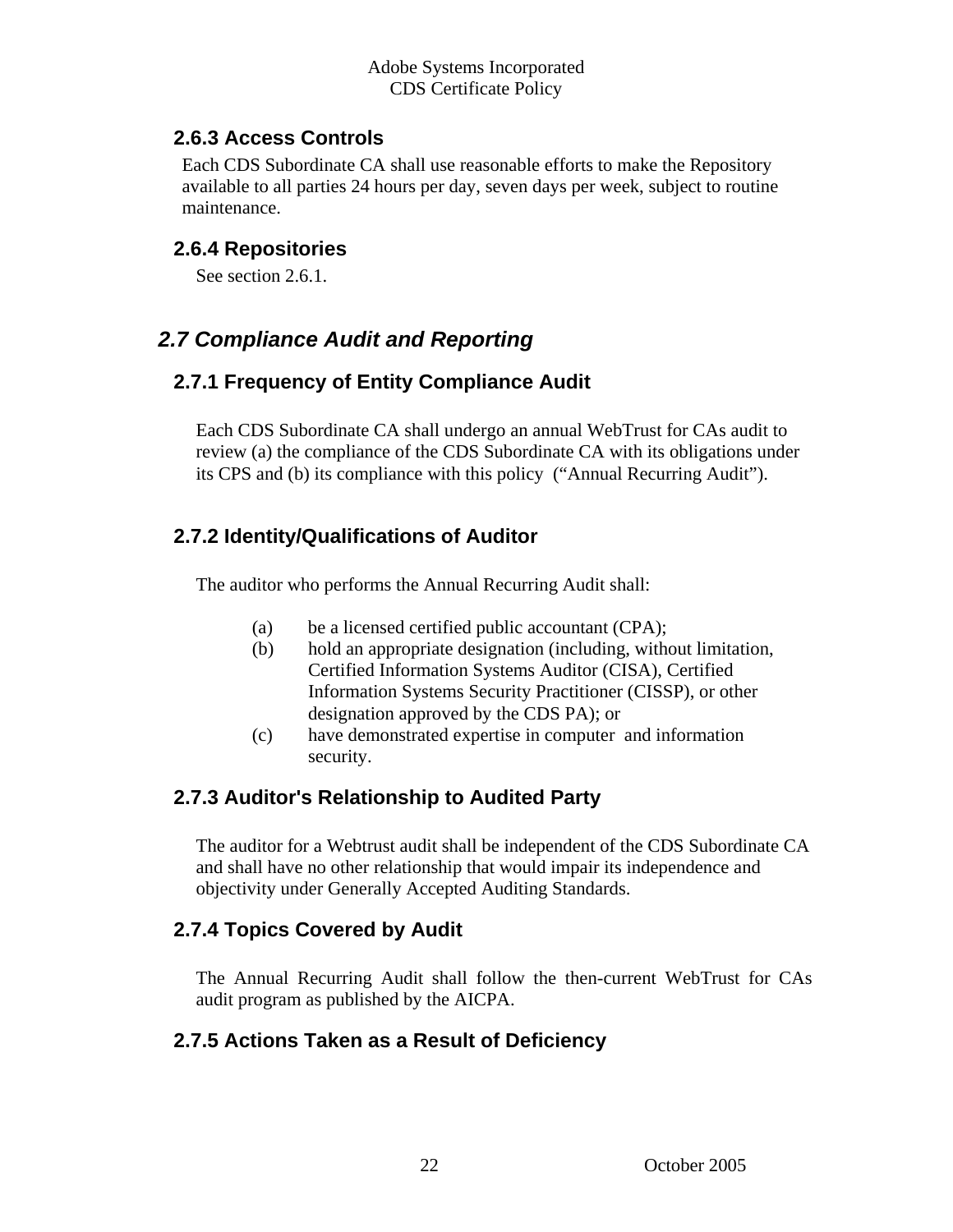### 2.6.3 Access Controls

Each CDS Subordinate CA shall use reasonable efforts to make the Repository available to all parties 24 hours per day, seven days per week, subject to routine maintenance.

### 2.6.4 Repositories

See section 2.6.1.

## 2.7 Compliance Audit and Reporting

### 2.7.1 Frequency of Entity Compliance Audit

Each CDS Subordinate CA shall undergo an annual WebTrust for CAs audit to review (a) the compliance of the CDS Subordinate CA with its obligations under its CPS and (b) its compliance with this policy ("Annual Recurring Audit").

### 2.7.2 Identity/Qualifications of Auditor

The auditor who performs the Annual Recurring Audit shall:

(a) be a licensed certified public accountant (CPA);

(b) hold an appropriate designation (including, without limitation, Certified Information Systems Auditor (CISA), Certified Information Systems Security Practitioner (CISSP), or other designation approved by the CDS PA); or

(c) have demonstrated expertise in computer and information security.

### 2.7.3 Auditor's Relationship to Audited Party

The auditor for a Webtrust audit shall be independent of the CDS Subordinate CA and shall have no other relationship that would impair its independence and objectivity under Generally Accepted Auditing Standards.

### 2.7.4 Topics Covered by Audit

The Annual Recurring Audit shall follow the then-current WebTrust for CAs audit program as published by the AICPA.

### 2.7.5 Actions Taken as a Result of Deficiency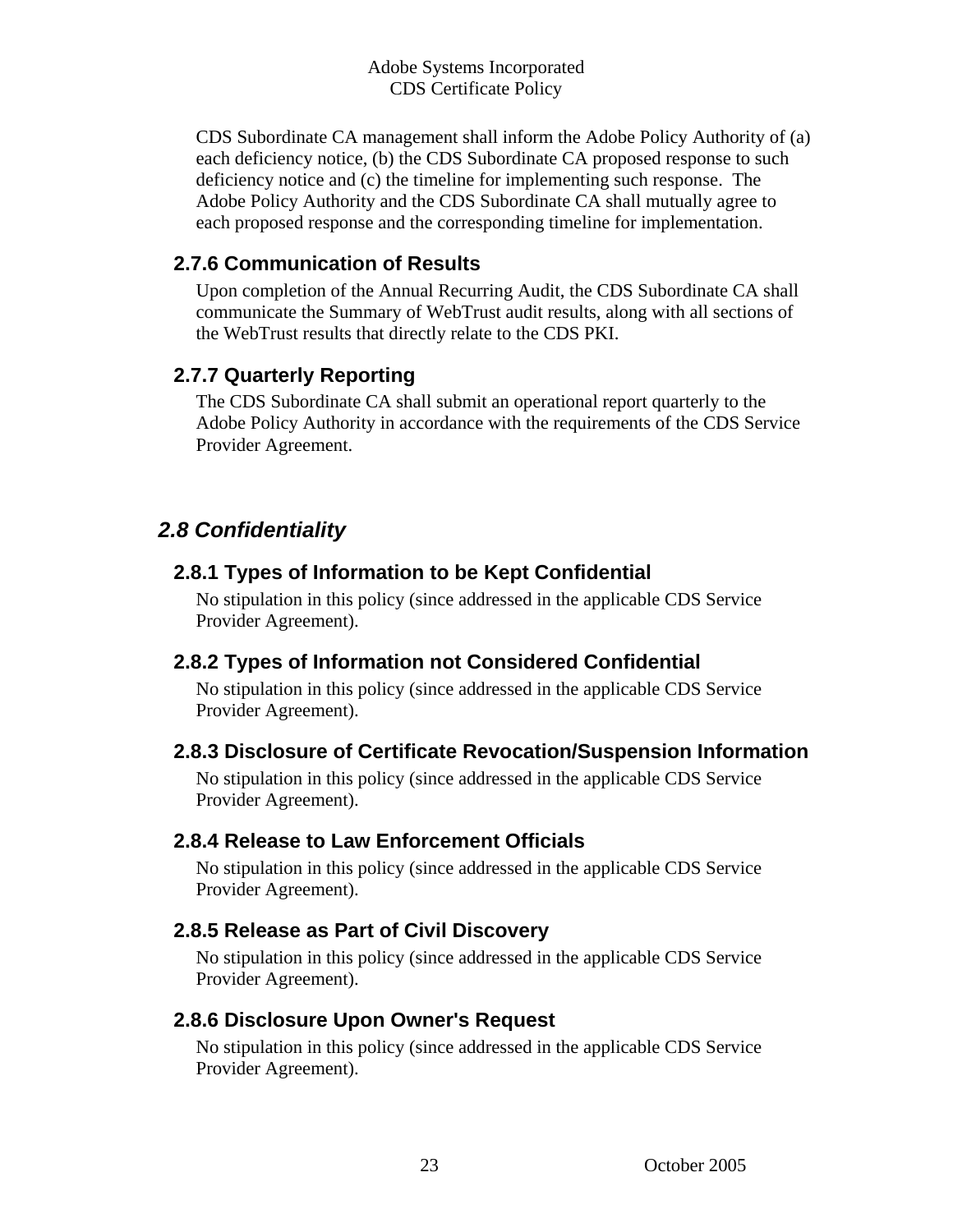CDS Subordinate CA management shall inform the Adobe Policy Authority of (a) each deficiency notice, (b) the CDS Subordinate CA proposed response to such deficiency notice and (c) the timeline for implementing such response. The Adobe Policy Authority and the CDS Subordinate CA shall mutually agree to each proposed response and the corresponding timeline for implementation.

### 2.7.6 Communication of Results

Upon completion of the Annual Recurring Audit, the CDS Subordinate CA shall communicate the Summary of WebTrust audit results, along with all sections of the WebTrust results that directly relate to the CDS PKI.

### 2.7.7 Quarterly Reporting

The CDS Subordinate CA shall submit an operational report quarterly to the Adobe Policy Authority in accordance with the requirements of the CDS Service Provider Agreement.

## *2.8 Confidentiality*

### 2.8.1 Types of Information to be Kept Confidential

No stipulation in this policy (since addressed in the applicable CDS Service Provider Agreement).

### 2.8.2 Types of Information not Considered Confidential

No stipulation in this policy (since addressed in the applicable CDS Service Provider Agreement).

### 2.8.3 Disclosure of Certificate Revocation/Suspension Information

No stipulation in this policy (since addressed in the applicable CDS Service Provider Agreement).

### 2.8.4 Release to Law Enforcement Officials

No stipulation in this policy (since addressed in the applicable CDS Service Provider Agreement).

### 2.8.5 Release as Part of Civil Discovery

No stipulation in this policy (since addressed in the applicable CDS Service Provider Agreement).

### 2.8.6 Disclosure Upon Owner's Request

No stipulation in this policy (since addressed in the applicable CDS Service Provider Agreement).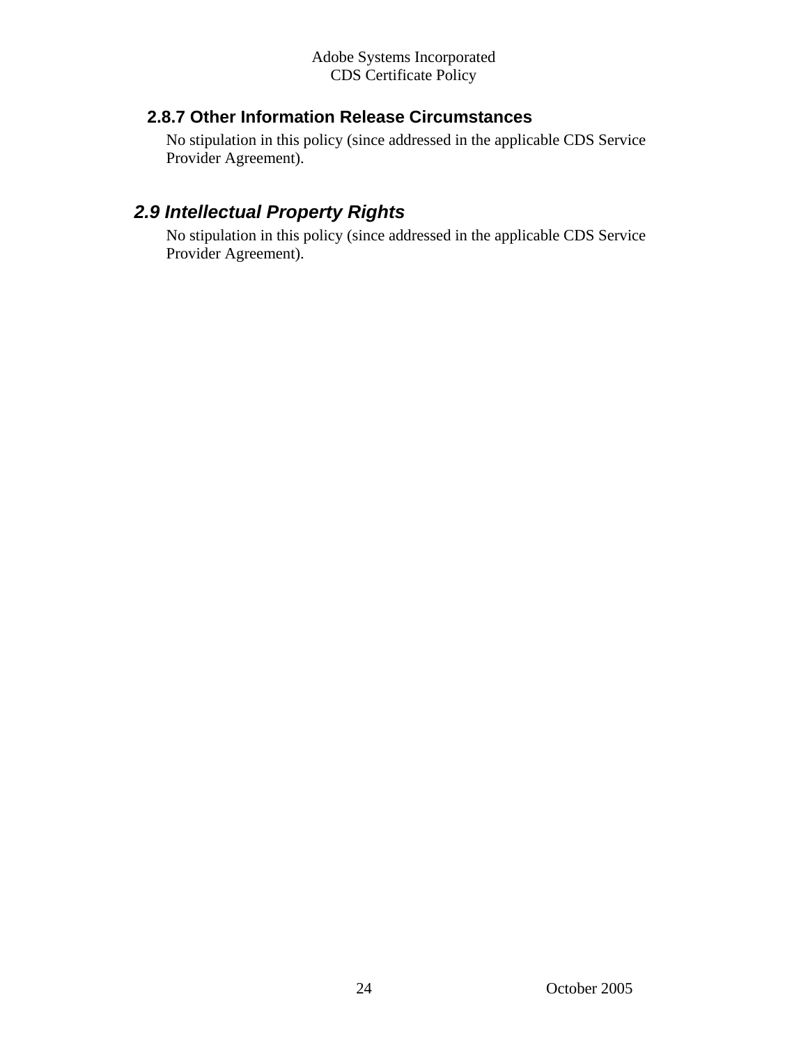### 2.8.7 Other Information Release Circumstances

No stipulation in this policy (since addressed in the applicable CDS Service Provider Agreement).

## *2.9 Intellectual Property Rights*

No stipulation in this policy (since addressed in the applicable CDS Service Provider Agreement).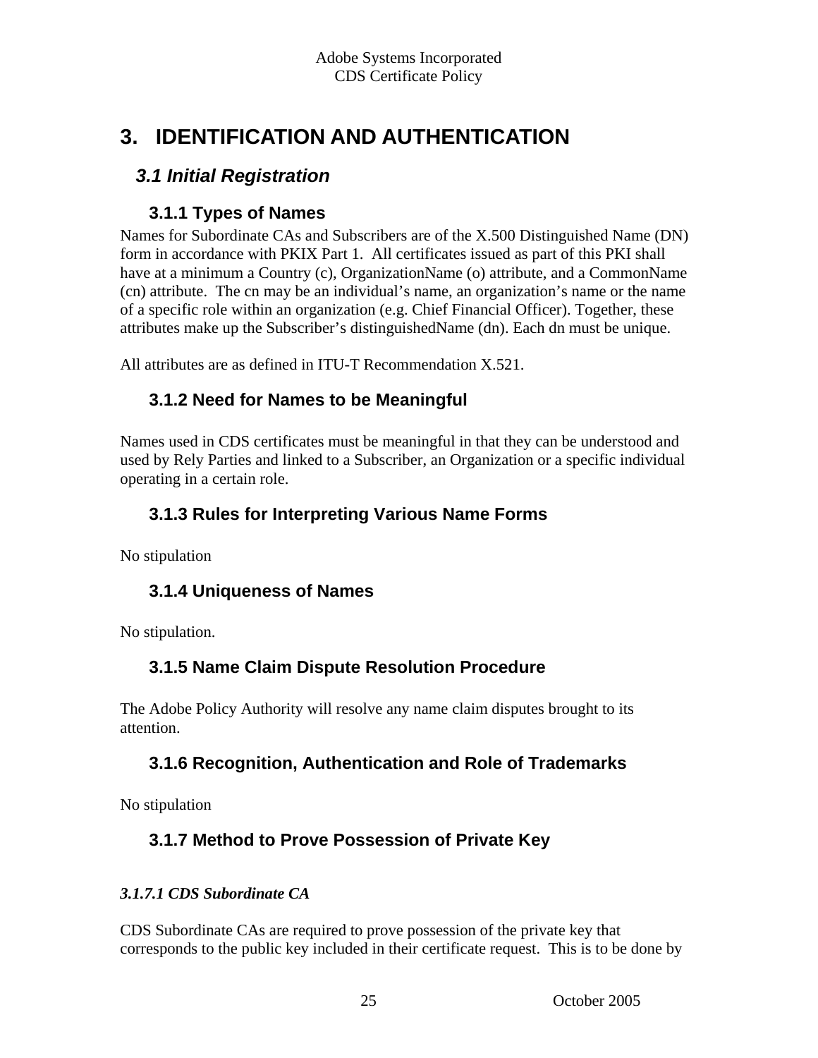# 3. IDENTIFICATION AND AUTHENTICATION

## 3.1 Initial Registration

### 3.1.1 Types of Names

Names for Subordinate CAs and Subscribers are of the X.500 Distinguished Name (DN) form in accordance with PKIX Part 1. All certificates issued as part of this PKI shall have at a minimum a Country (c), OrganizationName (o) attribute, and a CommonName (cn) attribute. The cn may be an individual's name, an organization's name or the name of a specific role within an organization (e.g. Chief Financial Officer). Together, these attributes make up the Subscriber's distinguishedName (dn). Each dn must be unique.

All attributes are as defined in ITU-T Recommendation X.521.

### 3.1.2 Need for Names to be Meaningful

Names used in CDS certificates must be meaningful in that they can be understood and used by Rely Parties and linked to a Subscriber, an Organization or a specific individual operating in a certain role.

### 3.1.3 Rules for Interpreting Various Name Forms

No stipulation

### 3.1.4 Uniqueness of Names

No stipulation.

### 3.1.5 Name Claim Dispute Resolution Procedure

The Adobe Policy Authority will resolve any name claim disputes brought to its attention.

### 3.1.6 Recognition, Authentication and Role of Trademarks

No stipulation

### 3.1.7 Method to Prove Possession of Private Key

#### *3.1.7.1 CDS Subordinate CA*

CDS Subordinate CAs are required to prove possession of the private key that corresponds to the public key included in their certificate request. This is to be done by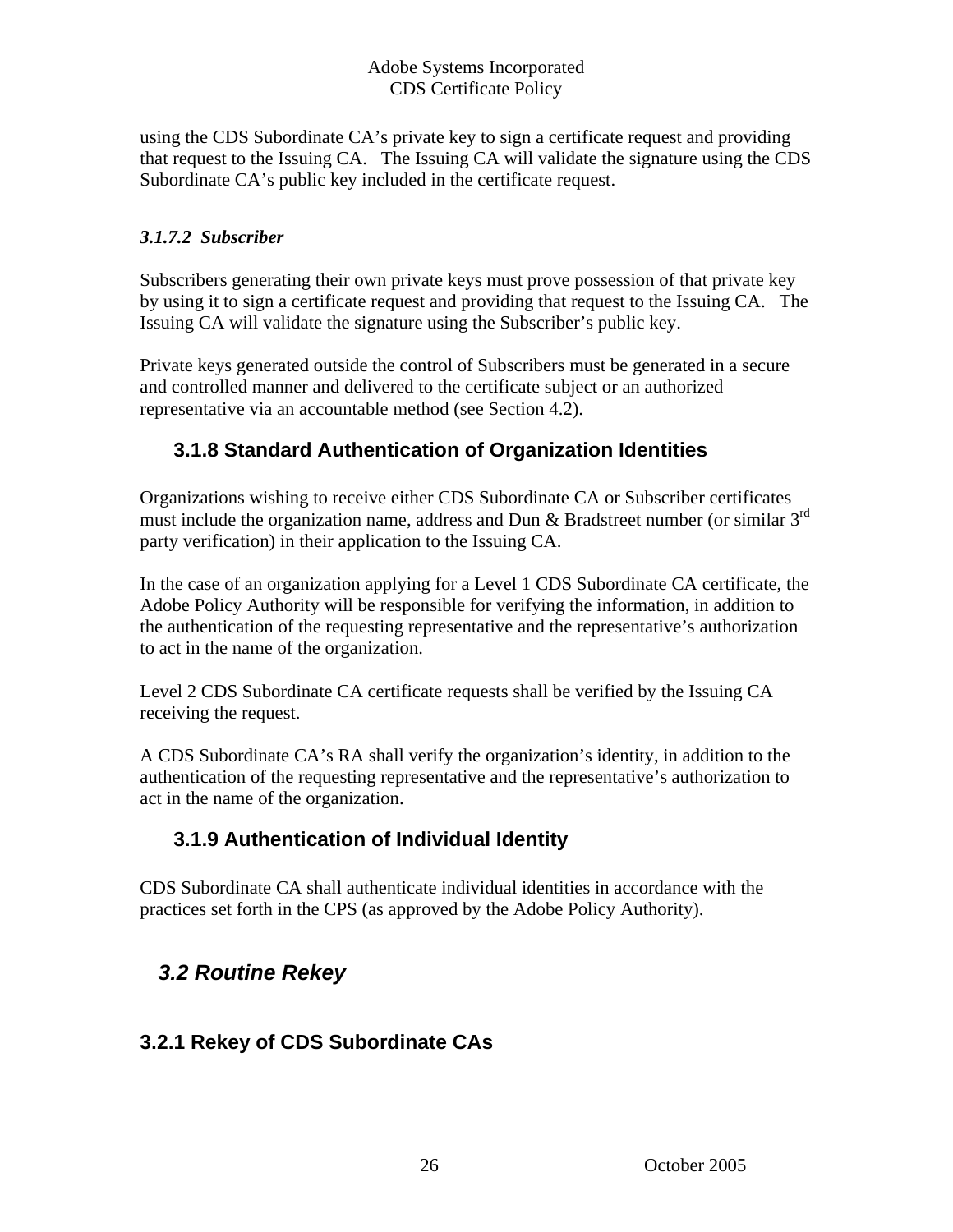using the CDS Subordinate CA's private key to sign a certificate request and providing that request to the Issuing CA. The Issuing CA will validate the signature using the CDS Subordinate CA's public key included in the certificate request.

#### *3.1.7.2 Subscriber*

Subscribers generating their own private keys must prove possession of that private key by using it to sign a certificate request and providing that request to the Issuing CA. The Issuing CA will validate the signature using the Subscriber's public key.

Private keys generated outside the control of Subscribers must be generated in a secure and controlled manner and delivered to the certificate subject or an authorized representative via an accountable method (see Section 4.2).

### 3.1.8 Standard Authentication of Organization Identities

Organizations wishing to receive either CDS Subordinate CA or Subscriber certificates must include the organization name, address and Dun & Bradstreet number (or similar 3rd party verification) in their application to the Issuing CA.

In the case of an organization applying for a Level 1 CDS Subordinate CA certificate, the Adobe Policy Authority will be responsible for verifying the information, in addition to the authentication of the requesting representative and the representative's authorization to act in the name of the organization.

Level 2 CDS Subordinate CA certificate requests shall be verified by the Issuing CA receiving the request.

A CDS Subordinate CA's RA shall verify the organization's identity, in addition to the authentication of the requesting representative and the representative's authorization to act in the name of the organization.

### 3.1.9 Authentication of Individual Identity

CDS Subordinate CA shall authenticate individual identities in accordance with the practices set forth in the CPS (as approved by the Adobe Policy Authority).

## *3.2 Routine Rekey*

### 3.2.1 Rekey of CDS Subordinate CAs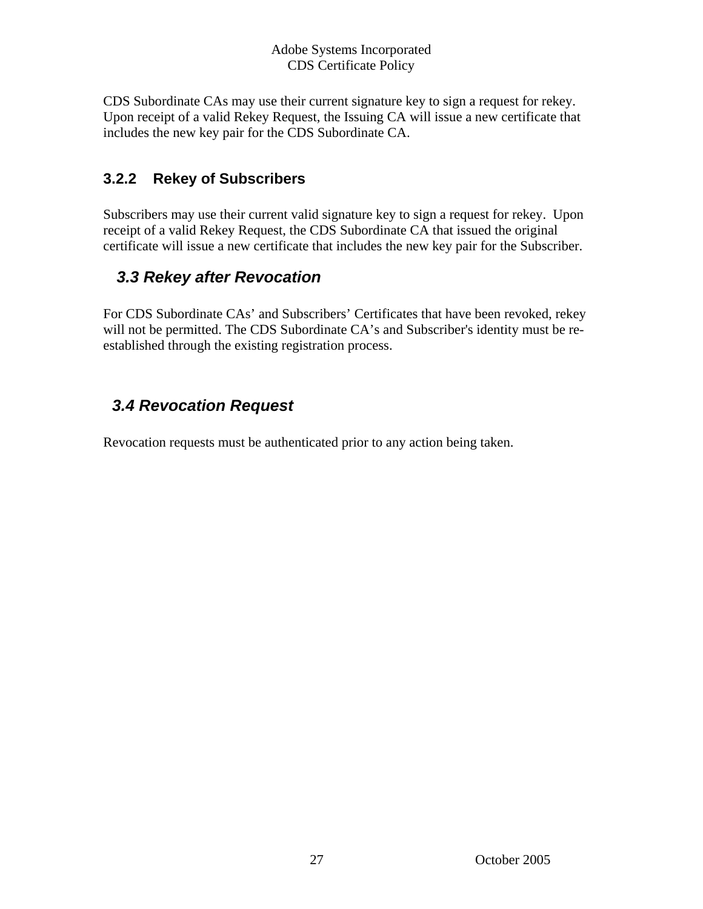CDS Subordinate CAs may use their current signature key to sign a request for rekey. Upon receipt of a valid Rekey Request, the Issuing CA will issue a new certificate that includes the new key pair for the CDS Subordinate CA.

### 3.2.2 Rekey of Subscribers

Subscribers may use their current valid signature key to sign a request for rekey. Upon receipt of a valid Rekey Request, the CDS Subordinate CA that issued the original certificate will issue a new certificate that includes the new key pair for the Subscriber.

## *3.3 Rekey after Revocation*

For CDS Subordinate CAs' and Subscribers' Certificates that have been revoked, rekey will not be permitted. The CDS Subordinate CA's and Subscriber's identity must be re-established through the existing registration process.

## *3.4 Revocation Request*

Revocation requests must be authenticated prior to any action being taken.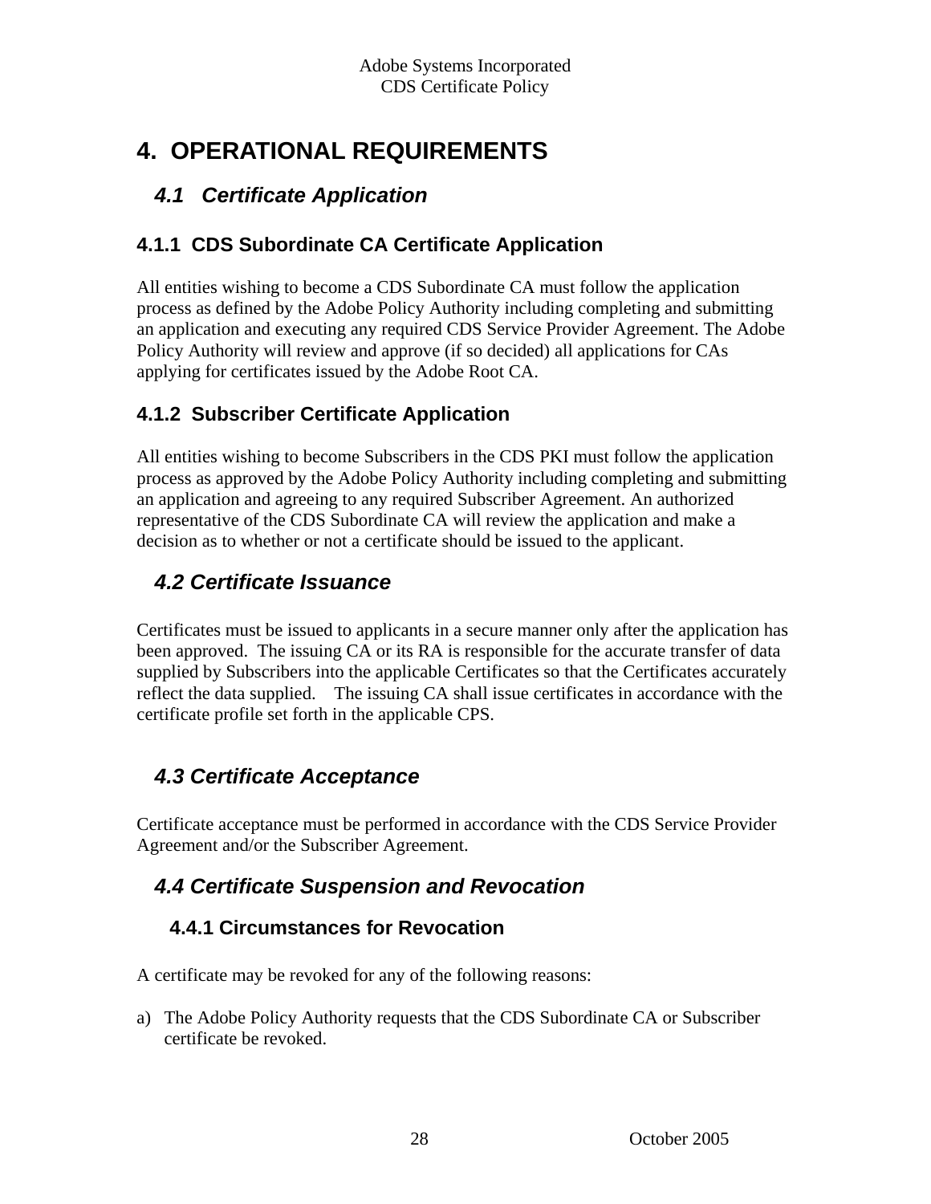# 4. OPERATIONAL REQUIREMENTS

## *4.1 Certificate Application*

### 4.1.1 CDS Subordinate CA Certificate Application

All entities wishing to become a CDS Subordinate CA must follow the application process as defined by the Adobe Policy Authority including completing and submitting an application and executing any required CDS Service Provider Agreement. The Adobe Policy Authority will review and approve (if so decided) all applications for CAs applying for certificates issued by the Adobe Root CA.

### 4.1.2 Subscriber Certificate Application

All entities wishing to become Subscribers in the CDS PKI must follow the application process as approved by the Adobe Policy Authority including completing and submitting an application and agreeing to any required Subscriber Agreement. An authorized representative of the CDS Subordinate CA will review the application and make a decision as to whether or not a certificate should be issued to the applicant.

## *4.2 Certificate Issuance*

Certificates must be issued to applicants in a secure manner only after the application has been approved. The issuing CA or its RA is responsible for the accurate transfer of data supplied by Subscribers into the applicable Certificates so that the Certificates accurately reflect the data supplied. The issuing CA shall issue certificates in accordance with the certificate profile set forth in the applicable CPS.

## *4.3 Certificate Acceptance*

Certificate acceptance must be performed in accordance with the CDS Service Provider Agreement and/or the Subscriber Agreement.

## *4.4 Certificate Suspension and Revocation*

### 4.4.1 Circumstances for Revocation

A certificate may be revoked for any of the following reasons:

a) The Adobe Policy Authority requests that the CDS Subordinate CA or Subscriber certificate be revoked.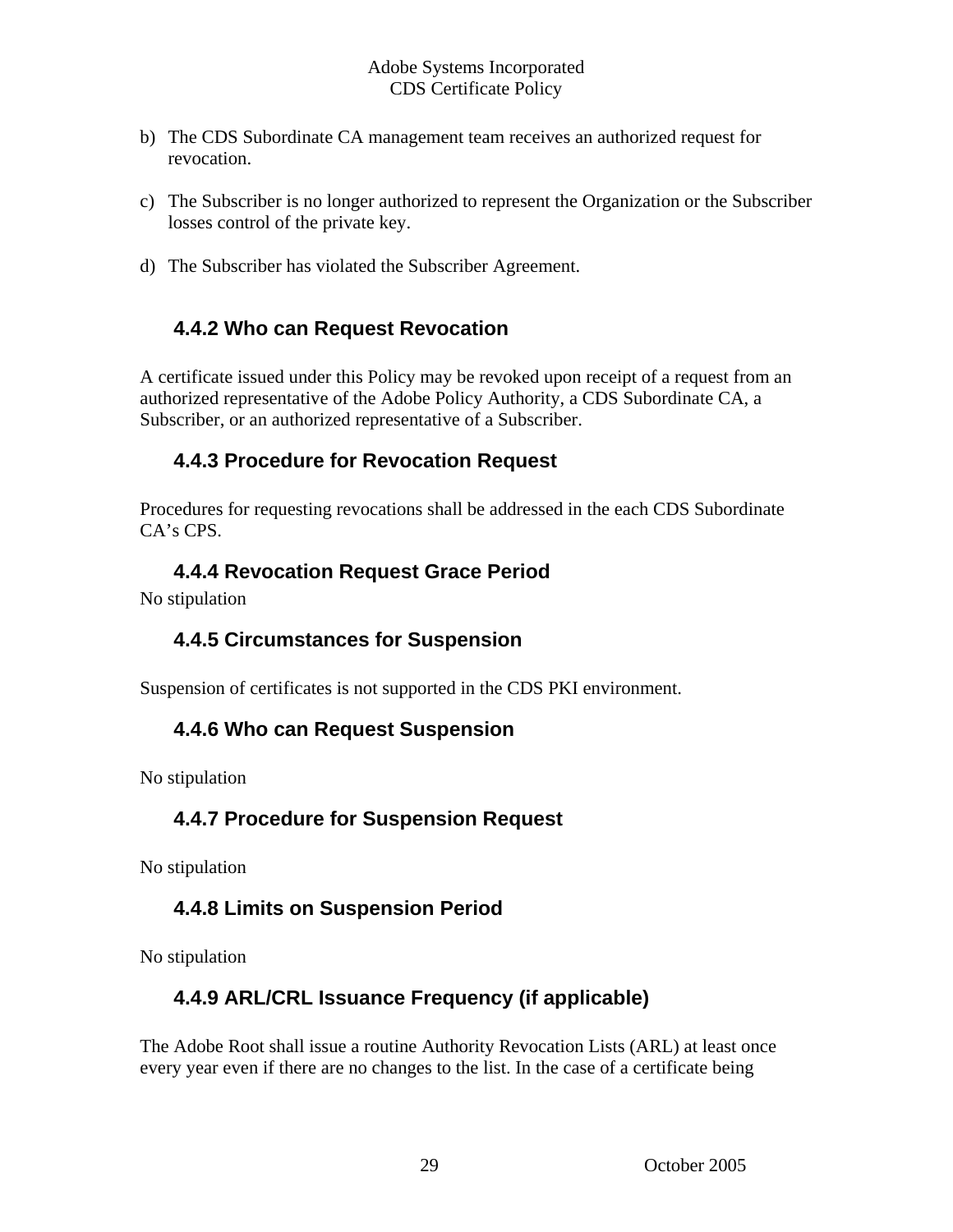b) The CDS Subordinate CA management team receives an authorized request for revocation.

c) The Subscriber is no longer authorized to represent the Organization or the Subscriber losses control of the private key.

d) The Subscriber has violated the Subscriber Agreement.

### 4.4.2 Who can Request Revocation

A certificate issued under this Policy may be revoked upon receipt of a request from an authorized representative of the Adobe Policy Authority, a CDS Subordinate CA, a Subscriber, or an authorized representative of a Subscriber.

### 4.4.3 Procedure for Revocation Request

Procedures for requesting revocations shall be addressed in the each CDS Subordinate CA's CPS.

### 4.4.4 Revocation Request Grace Period

No stipulation

### 4.4.5 Circumstances for Suspension

Suspension of certificates is not supported in the CDS PKI environment.

### 4.4.6 Who can Request Suspension

No stipulation

### 4.4.7 Procedure for Suspension Request

No stipulation

### 4.4.8 Limits on Suspension Period

No stipulation

### 4.4.9 ARL/CRL Issuance Frequency (if applicable)

The Adobe Root shall issue a routine Authority Revocation Lists (ARL) at least once every year even if there are no changes to the list. In the case of a certificate being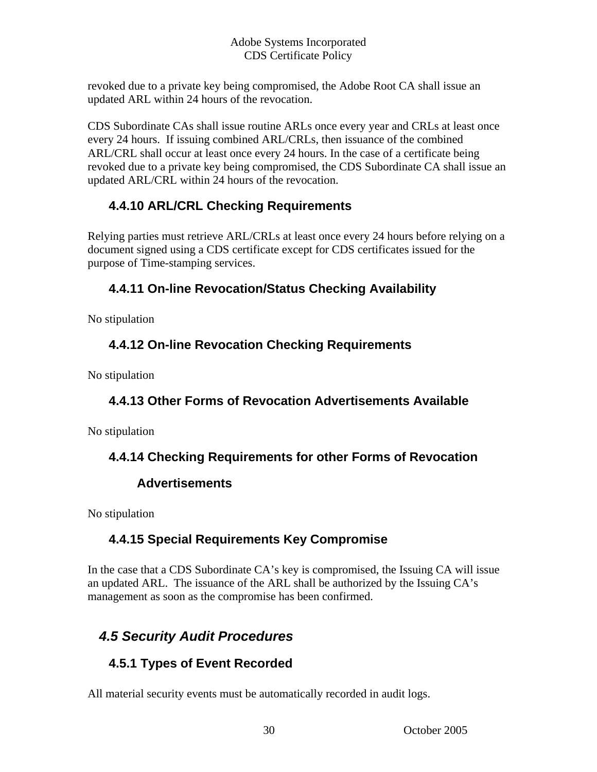revoked due to a private key being compromised, the Adobe Root CA shall issue an updated ARL within 24 hours of the revocation.

CDS Subordinate CAs shall issue routine ARLs once every year and CRLs at least once every 24 hours. If issuing combined ARL/CRLs, then issuance of the combined ARL/CRL shall occur at least once every 24 hours. In the case of a certificate being revoked due to a private key being compromised, the CDS Subordinate CA shall issue an updated ARL/CRL within 24 hours of the revocation.

### 4.4.10 ARL/CRL Checking Requirements

Relying parties must retrieve ARL/CRLs at least once every 24 hours before relying on a document signed using a CDS certificate except for CDS certificates issued for the purpose of Time-stamping services.

### 4.4.11 On-line Revocation/Status Checking Availability

No stipulation

### 4.4.12 On-line Revocation Checking Requirements

No stipulation

### 4.4.13 Other Forms of Revocation Advertisements Available

No stipulation

### 4.4.14 Checking Requirements for other Forms of Revocation Advertisements

No stipulation

### 4.4.15 Special Requirements Key Compromise

In the case that a CDS Subordinate CA's key is compromised, the Issuing CA will issue an updated ARL. The issuance of the ARL shall be authorized by the Issuing CA's management as soon as the compromise has been confirmed.

## *4.5 Security Audit Procedures*

### 4.5.1 Types of Event Recorded

All material security events must be automatically recorded in audit logs.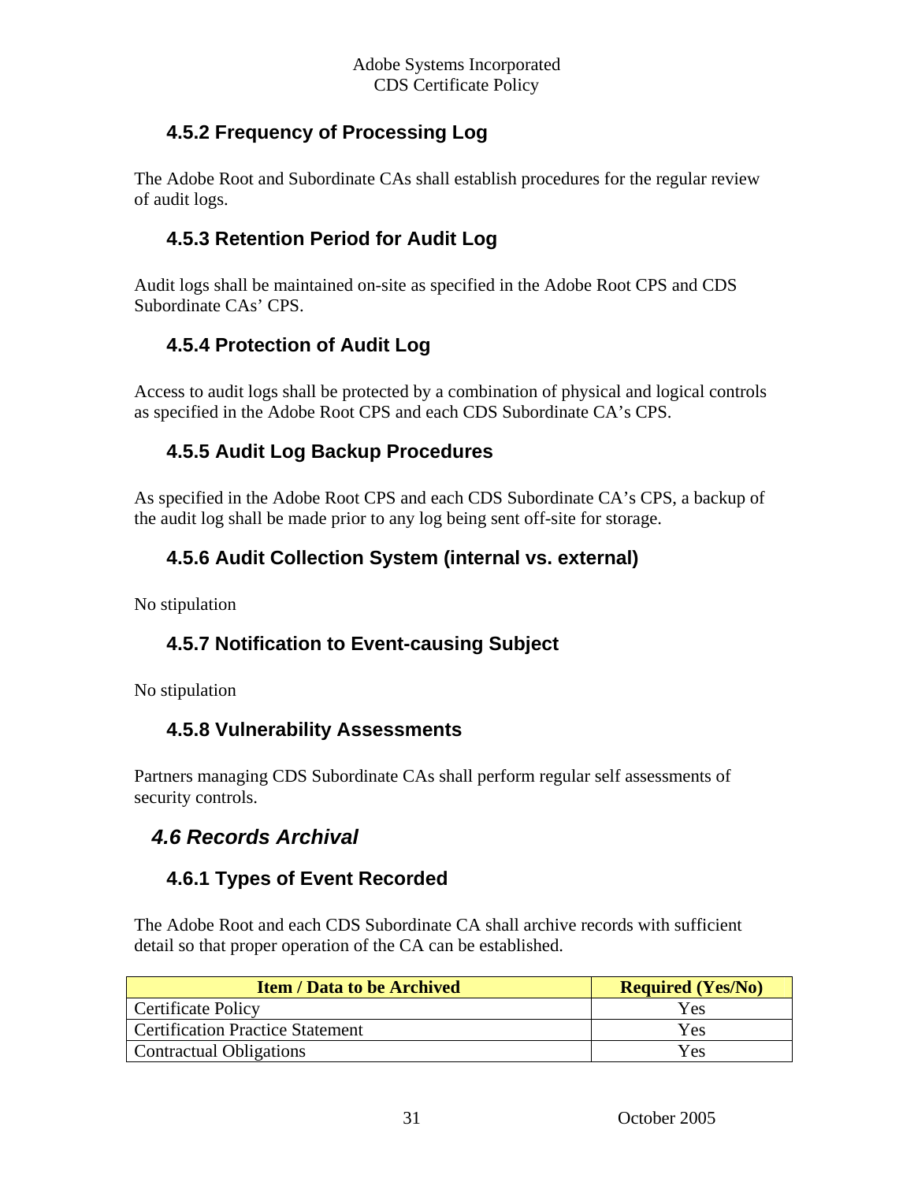### 4.5.2 Frequency of Processing Log

The Adobe Root and Subordinate CAs shall establish procedures for the regular review of audit logs.

### 4.5.3 Retention Period for Audit Log

Audit logs shall be maintained on-site as specified in the Adobe Root CPS and CDS Subordinate CAs' CPS.

### 4.5.4 Protection of Audit Log

Access to audit logs shall be protected by a combination of physical and logical controls as specified in the Adobe Root CPS and each CDS Subordinate CA's CPS.

### 4.5.5 Audit Log Backup Procedures

As specified in the Adobe Root CPS and each CDS Subordinate CA's CPS, a backup of the audit log shall be made prior to any log being sent off-site for storage.

### 4.5.6 Audit Collection System (internal vs. external)

No stipulation

### 4.5.7 Notification to Event-causing Subject

No stipulation

### 4.5.8 Vulnerability Assessments

Partners managing CDS Subordinate CAs shall perform regular self assessments of security controls.

## *4.6 Records Archival*

### 4.6.1 Types of Event Recorded

The Adobe Root and each CDS Subordinate CA shall archive records with sufficient detail so that proper operation of the CA can be established.

| Item / Data to be Archived | Required (Yes/No) |
|---|---|
| Certificate Policy | Yes |
| Certification Practice Statement | Yes |
| Contractual Obligations | Yes |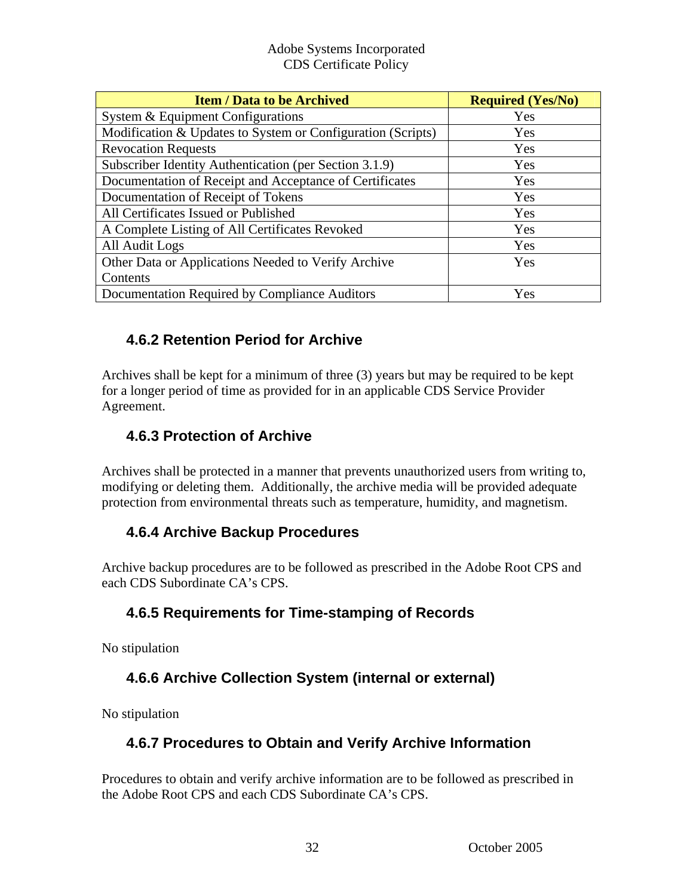| Item / Data to be Archived | Required (Yes/No) |
|---|---|
| System & Equipment Configurations | Yes |
| Modification & Updates to System or Configuration (Scripts) | Yes |
| Revocation Requests | Yes |
| Subscriber Identity Authentication (per Section 3.1.9) | Yes |
| Documentation of Receipt and Acceptance of Certificates | Yes |
| Documentation of Receipt of Tokens | Yes |
| All Certificates Issued or Published | Yes |
| A Complete Listing of All Certificates Revoked | Yes |
| All Audit Logs | Yes |
| Other Data or Applications Needed to Verify Archive Contents | Yes |
| Documentation Required by Compliance Auditors | Yes |

### 4.6.2 Retention Period for Archive

Archives shall be kept for a minimum of three (3) years but may be required to be kept for a longer period of time as provided for in an applicable CDS Service Provider Agreement.

### 4.6.3 Protection of Archive

Archives shall be protected in a manner that prevents unauthorized users from writing to, modifying or deleting them. Additionally, the archive media will be provided adequate protection from environmental threats such as temperature, humidity, and magnetism.

### 4.6.4 Archive Backup Procedures

Archive backup procedures are to be followed as prescribed in the Adobe Root CPS and each CDS Subordinate CA's CPS.

### 4.6.5 Requirements for Time-stamping of Records

No stipulation

### 4.6.6 Archive Collection System (internal or external)

No stipulation

### 4.6.7 Procedures to Obtain and Verify Archive Information

Procedures to obtain and verify archive information are to be followed as prescribed in the Adobe Root CPS and each CDS Subordinate CA's CPS.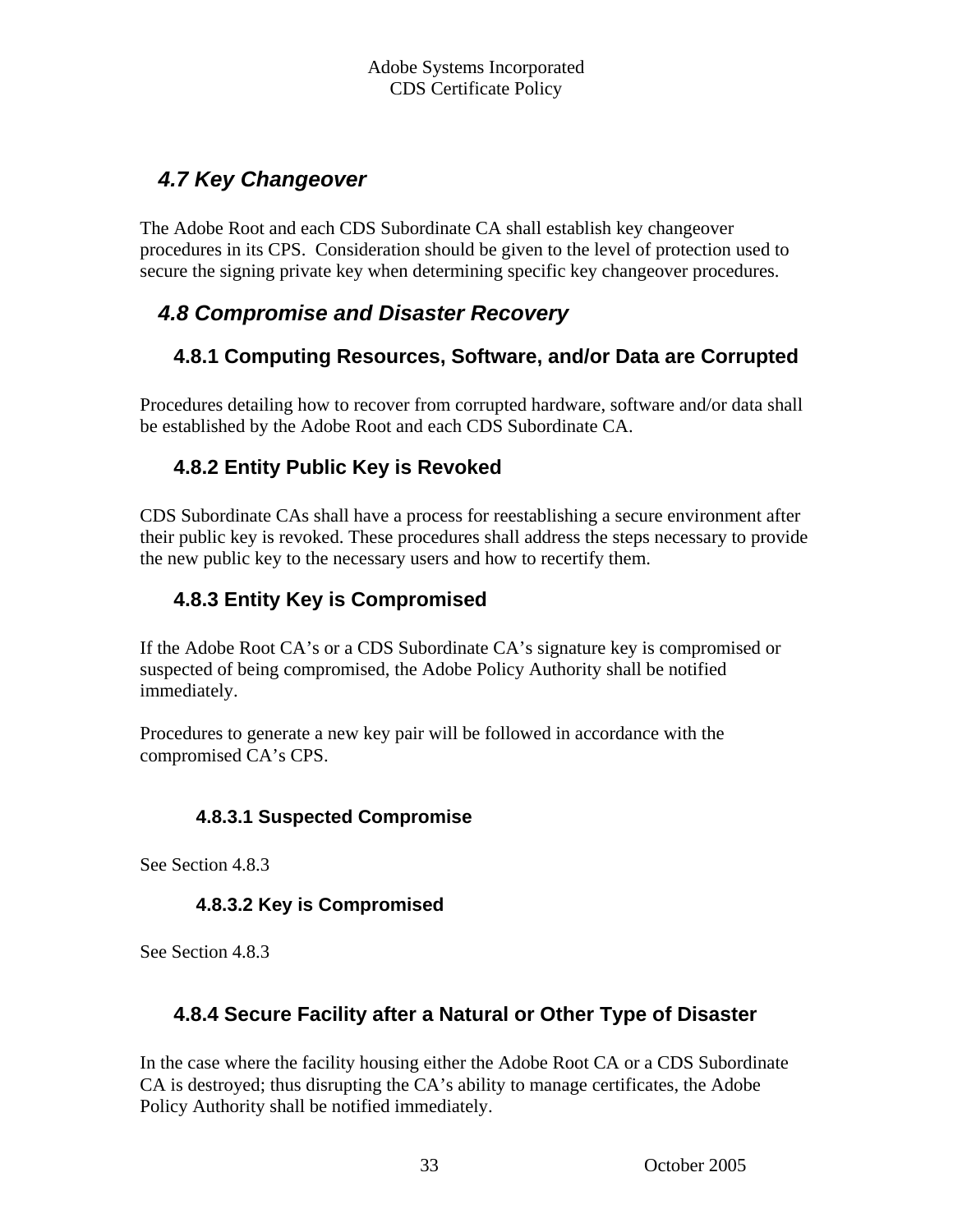## *4.7 Key Changeover*

The Adobe Root and each CDS Subordinate CA shall establish key changeover procedures in its CPS. Consideration should be given to the level of protection used to secure the signing private key when determining specific key changeover procedures.

## *4.8 Compromise and Disaster Recovery*

### 4.8.1 Computing Resources, Software, and/or Data are Corrupted

Procedures detailing how to recover from corrupted hardware, software and/or data shall be established by the Adobe Root and each CDS Subordinate CA.

### 4.8.2 Entity Public Key is Revoked

CDS Subordinate CAs shall have a process for reestablishing a secure environment after their public key is revoked. These procedures shall address the steps necessary to provide the new public key to the necessary users and how to recertify them.

### 4.8.3 Entity Key is Compromised

If the Adobe Root CA's or a CDS Subordinate CA's signature key is compromised or suspected of being compromised, the Adobe Policy Authority shall be notified immediately.

Procedures to generate a new key pair will be followed in accordance with the compromised CA's CPS.

#### 4.8.3.1 Suspected Compromise

See Section 4.8.3

#### 4.8.3.2 Key is Compromised

See Section 4.8.3

### 4.8.4 Secure Facility after a Natural or Other Type of Disaster

In the case where the facility housing either the Adobe Root CA or a CDS Subordinate CA is destroyed; thus disrupting the CA's ability to manage certificates, the Adobe Policy Authority shall be notified immediately.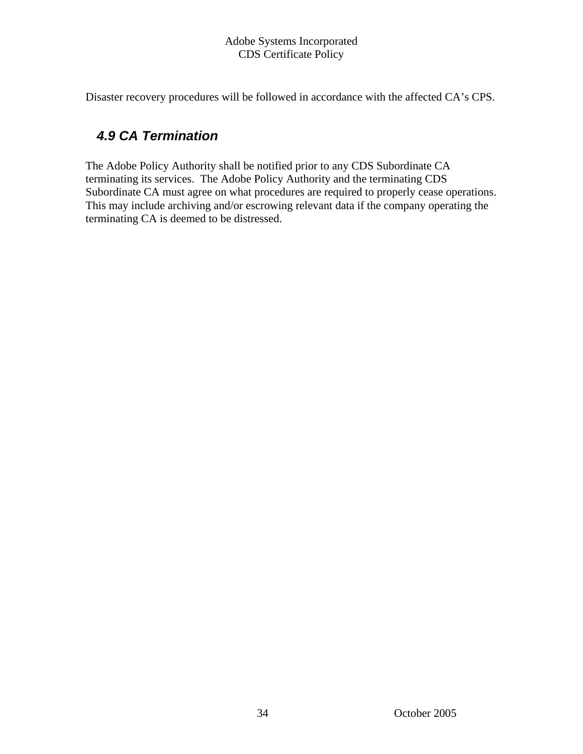Disaster recovery procedures will be followed in accordance with the affected CA's CPS.

## 4.9 CA Termination

The Adobe Policy Authority shall be notified prior to any CDS Subordinate CA terminating its services. The Adobe Policy Authority and the terminating CDS Subordinate CA must agree on what procedures are required to properly cease operations. This may include archiving and/or escrowing relevant data if the company operating the terminating CA is deemed to be distressed.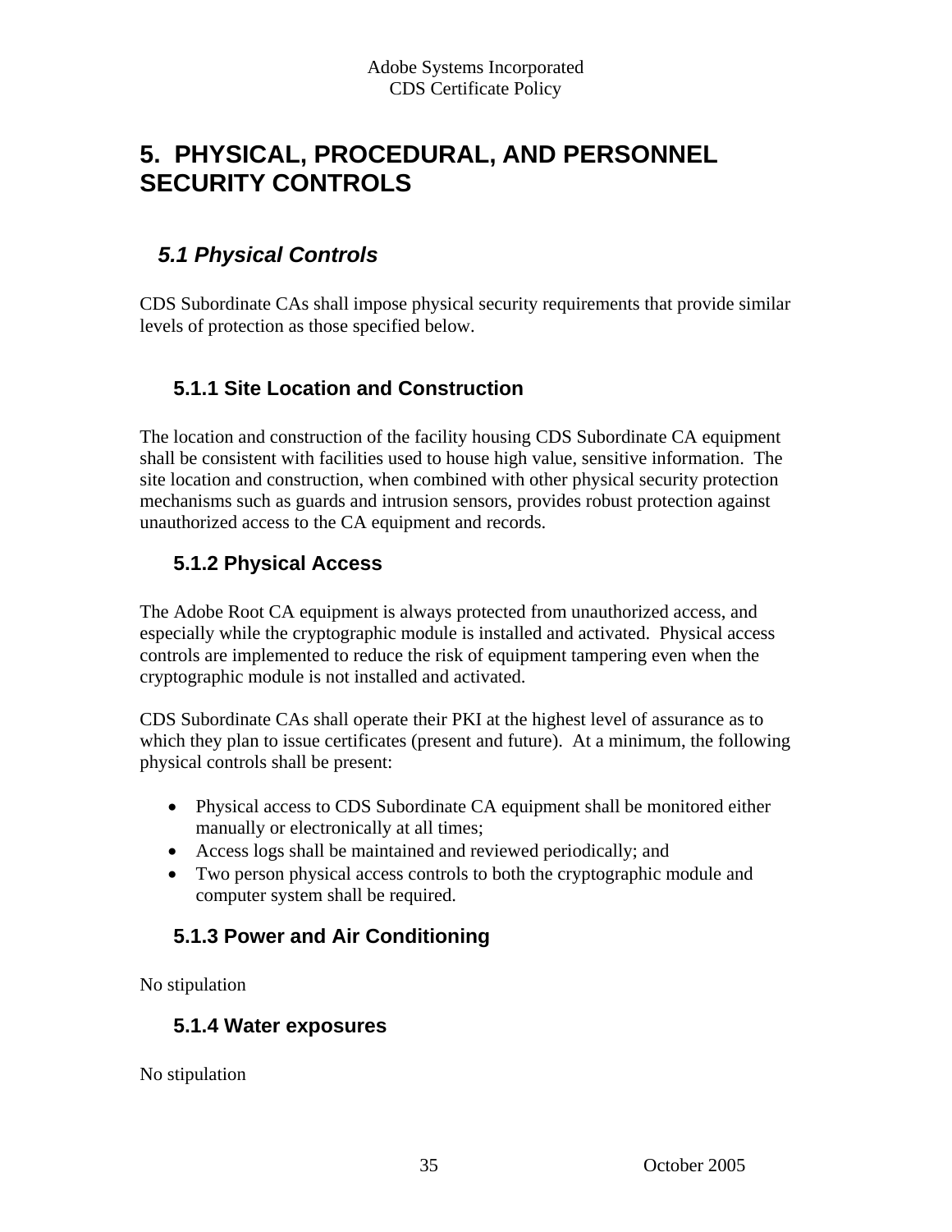# 5. PHYSICAL, PROCEDURAL, AND PERSONNEL SECURITY CONTROLS

## *5.1 Physical Controls*

CDS Subordinate CAs shall impose physical security requirements that provide similar levels of protection as those specified below.

### 5.1.1 Site Location and Construction

The location and construction of the facility housing CDS Subordinate CA equipment shall be consistent with facilities used to house high value, sensitive information. The site location and construction, when combined with other physical security protection mechanisms such as guards and intrusion sensors, provides robust protection against unauthorized access to the CA equipment and records.

### 5.1.2 Physical Access

The Adobe Root CA equipment is always protected from unauthorized access, and especially while the cryptographic module is installed and activated. Physical access controls are implemented to reduce the risk of equipment tampering even when the cryptographic module is not installed and activated.

CDS Subordinate CAs shall operate their PKI at the highest level of assurance as to which they plan to issue certificates (present and future). At a minimum, the following physical controls shall be present:

- Physical access to CDS Subordinate CA equipment shall be monitored either manually or electronically at all times;
- Access logs shall be maintained and reviewed periodically; and
- Two person physical access controls to both the cryptographic module and computer system shall be required.

### 5.1.3 Power and Air Conditioning

No stipulation

### 5.1.4 Water exposures

No stipulation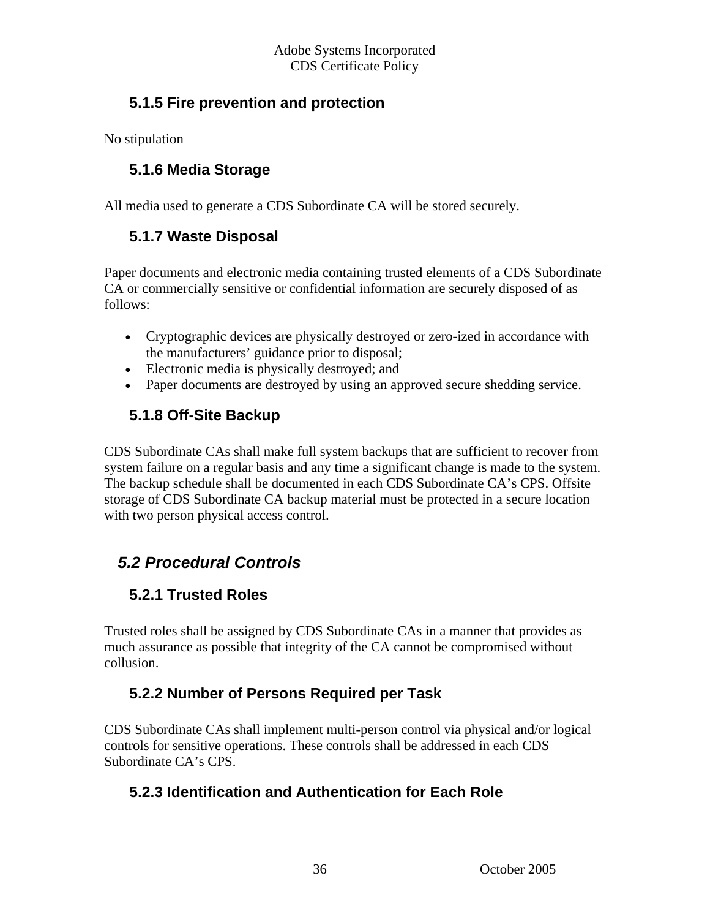### 5.1.5 Fire prevention and protection

No stipulation

### 5.1.6 Media Storage

All media used to generate a CDS Subordinate CA will be stored securely.

### 5.1.7 Waste Disposal

Paper documents and electronic media containing trusted elements of a CDS Subordinate CA or commercially sensitive or confidential information are securely disposed of as follows:

- Cryptographic devices are physically destroyed or zero-ized in accordance with the manufacturers' guidance prior to disposal;
- Electronic media is physically destroyed; and
- Paper documents are destroyed by using an approved secure shedding service.

### 5.1.8 Off-Site Backup

CDS Subordinate CAs shall make full system backups that are sufficient to recover from system failure on a regular basis and any time a significant change is made to the system. The backup schedule shall be documented in each CDS Subordinate CA's CPS. Offsite storage of CDS Subordinate CA backup material must be protected in a secure location with two person physical access control.

## *5.2 Procedural Controls*

### 5.2.1 Trusted Roles

Trusted roles shall be assigned by CDS Subordinate CAs in a manner that provides as much assurance as possible that integrity of the CA cannot be compromised without collusion.

### 5.2.2 Number of Persons Required per Task

CDS Subordinate CAs shall implement multi-person control via physical and/or logical controls for sensitive operations. These controls shall be addressed in each CDS Subordinate CA's CPS.

### 5.2.3 Identification and Authentication for Each Role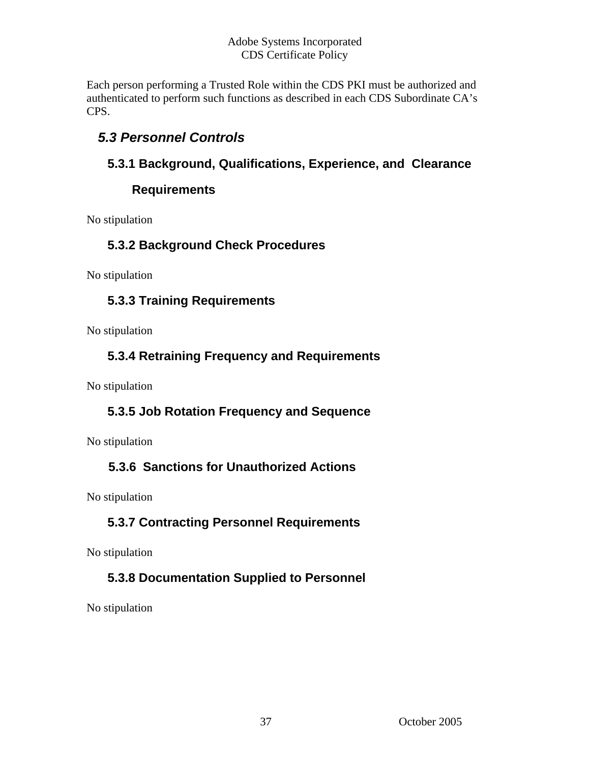Each person performing a Trusted Role within the CDS PKI must be authorized and authenticated to perform such functions as described in each CDS Subordinate CA's CPS.

## *5.3 Personnel Controls*

### 5.3.1 Background, Qualifications, Experience, and Clearance Requirements

No stipulation

### 5.3.2 Background Check Procedures

No stipulation

### 5.3.3 Training Requirements

No stipulation

### 5.3.4 Retraining Frequency and Requirements

No stipulation

### 5.3.5 Job Rotation Frequency and Sequence

No stipulation

### 5.3.6 Sanctions for Unauthorized Actions

No stipulation

### 5.3.7 Contracting Personnel Requirements

No stipulation

### 5.3.8 Documentation Supplied to Personnel

No stipulation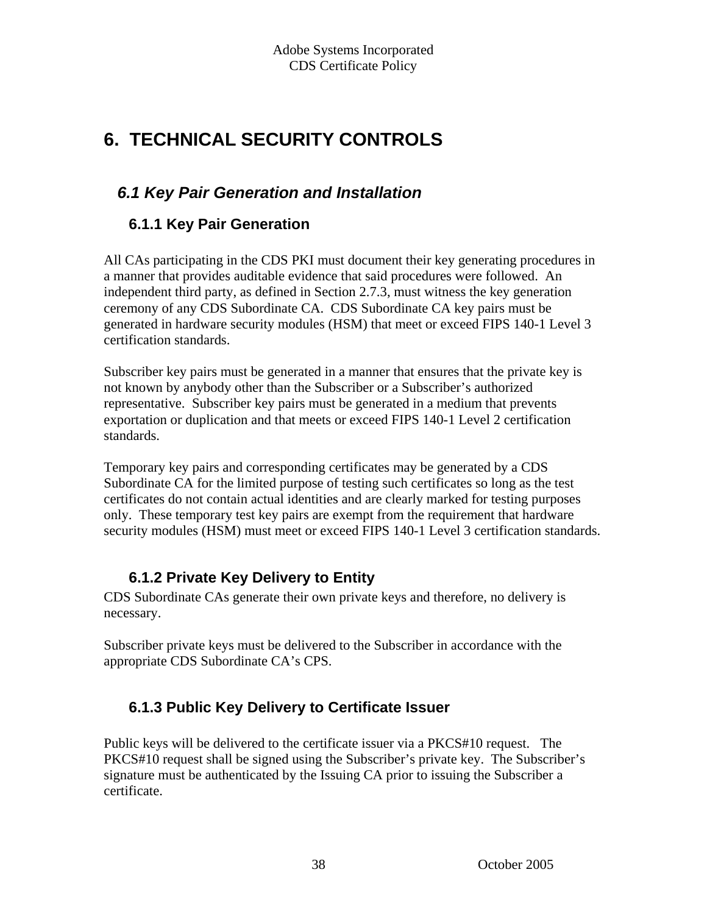# 6. TECHNICAL SECURITY CONTROLS

## 6.1 Key Pair Generation and Installation

### 6.1.1 Key Pair Generation

All CAs participating in the CDS PKI must document their key generating procedures in a manner that provides auditable evidence that said procedures were followed. An independent third party, as defined in Section 2.7.3, must witness the key generation ceremony of any CDS Subordinate CA. CDS Subordinate CA key pairs must be generated in hardware security modules (HSM) that meet or exceed FIPS 140-1 Level 3 certification standards.

Subscriber key pairs must be generated in a manner that ensures that the private key is not known by anybody other than the Subscriber or a Subscriber's authorized representative. Subscriber key pairs must be generated in a medium that prevents exportation or duplication and that meets or exceed FIPS 140-1 Level 2 certification standards.

Temporary key pairs and corresponding certificates may be generated by a CDS Subordinate CA for the limited purpose of testing such certificates so long as the test certificates do not contain actual identities and are clearly marked for testing purposes only. These temporary test key pairs are exempt from the requirement that hardware security modules (HSM) must meet or exceed FIPS 140-1 Level 3 certification standards.

### 6.1.2 Private Key Delivery to Entity

CDS Subordinate CAs generate their own private keys and therefore, no delivery is necessary.

Subscriber private keys must be delivered to the Subscriber in accordance with the appropriate CDS Subordinate CA's CPS.

### 6.1.3 Public Key Delivery to Certificate Issuer

Public keys will be delivered to the certificate issuer via a PKCS#10 request. The PKCS#10 request shall be signed using the Subscriber's private key. The Subscriber's signature must be authenticated by the Issuing CA prior to issuing the Subscriber a certificate.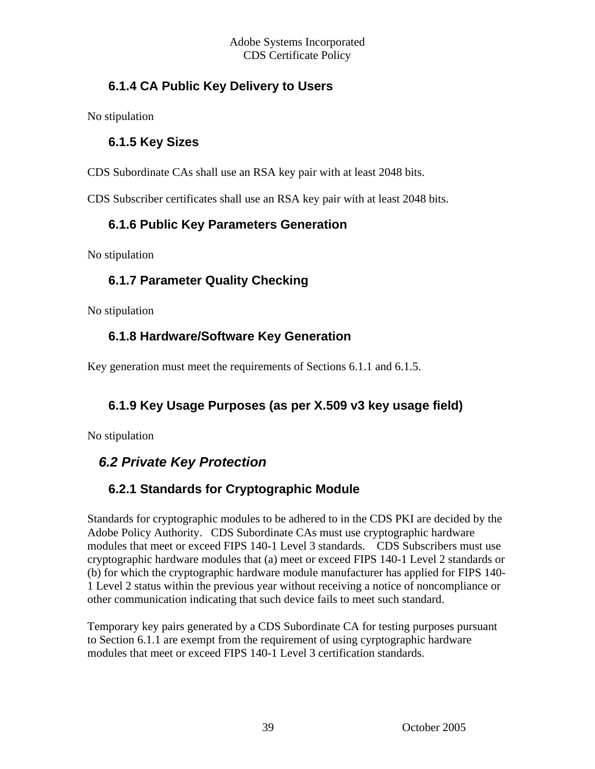### 6.1.4 CA Public Key Delivery to Users

No stipulation

### 6.1.5 Key Sizes

CDS Subordinate CAs shall use an RSA key pair with at least 2048 bits.

CDS Subscriber certificates shall use an RSA key pair with at least 2048 bits.

### 6.1.6 Public Key Parameters Generation

No stipulation

### 6.1.7 Parameter Quality Checking

No stipulation

### 6.1.8 Hardware/Software Key Generation

Key generation must meet the requirements of Sections 6.1.1 and 6.1.5.

### 6.1.9 Key Usage Purposes (as per X.509 v3 key usage field)

No stipulation

## *6.2 Private Key Protection*

### 6.2.1 Standards for Cryptographic Module

Standards for cryptographic modules to be adhered to in the CDS PKI are decided by the Adobe Policy Authority. CDS Subordinate CAs must use cryptographic hardware modules that meet or exceed FIPS 140-1 Level 3 standards. CDS Subscribers must use cryptographic hardware modules that (a) meet or exceed FIPS 140-1 Level 2 standards or (b) for which the cryptographic hardware module manufacturer has applied for FIPS 140-1 Level 2 status within the previous year without receiving a notice of noncompliance or other communication indicating that such device fails to meet such standard.

Temporary key pairs generated by a CDS Subordinate CA for testing purposes pursuant to Section 6.1.1 are exempt from the requirement of using cyrptographic hardware modules that meet or exceed FIPS 140-1 Level 3 certification standards.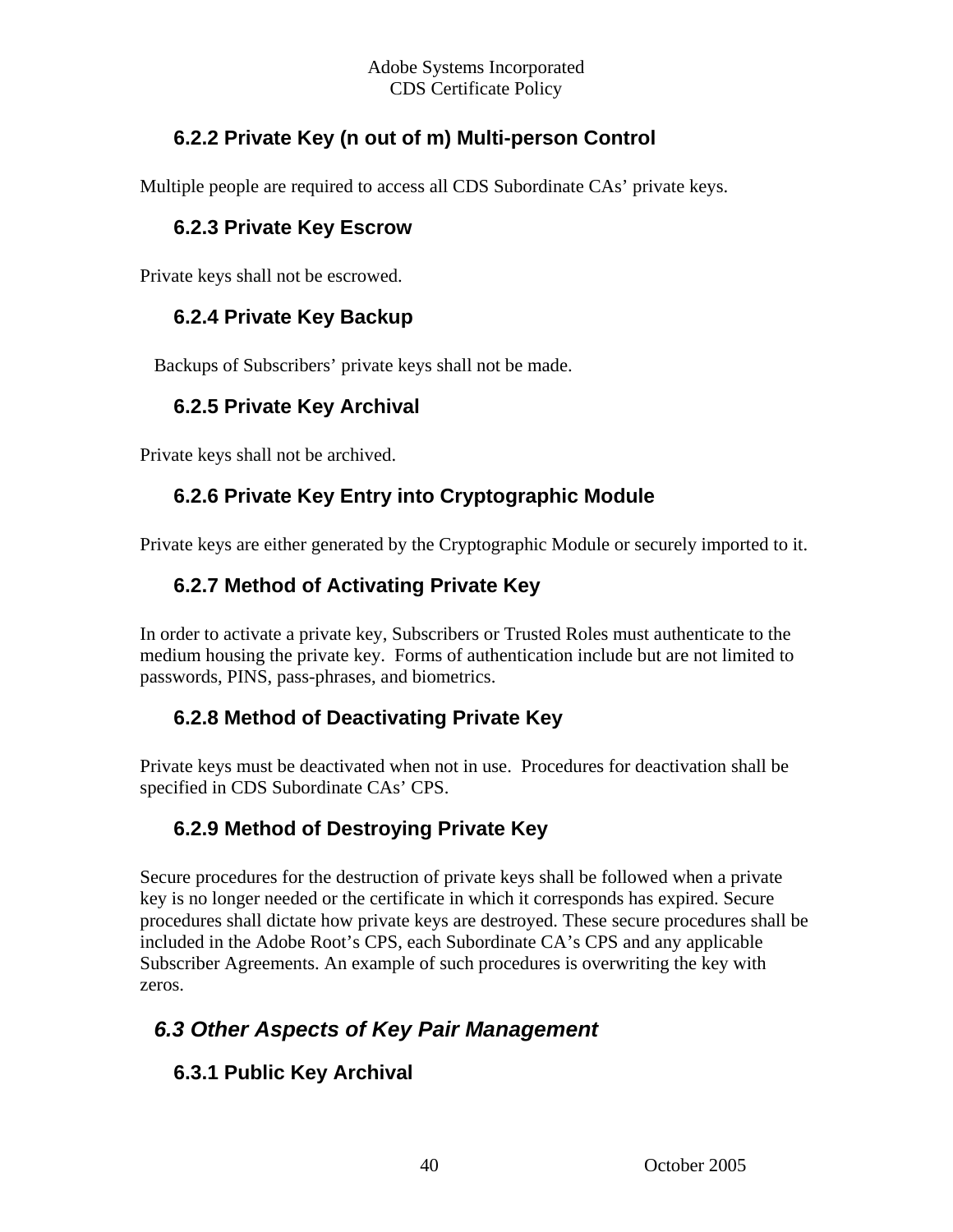### 6.2.2 Private Key (n out of m) Multi-person Control

Multiple people are required to access all CDS Subordinate CAs' private keys.

### 6.2.3 Private Key Escrow

Private keys shall not be escrowed.

### 6.2.4 Private Key Backup

Backups of Subscribers' private keys shall not be made.

### 6.2.5 Private Key Archival

Private keys shall not be archived.

### 6.2.6 Private Key Entry into Cryptographic Module

Private keys are either generated by the Cryptographic Module or securely imported to it.

### 6.2.7 Method of Activating Private Key

In order to activate a private key, Subscribers or Trusted Roles must authenticate to the medium housing the private key. Forms of authentication include but are not limited to passwords, PINS, pass-phrases, and biometrics.

### 6.2.8 Method of Deactivating Private Key

Private keys must be deactivated when not in use. Procedures for deactivation shall be specified in CDS Subordinate CAs' CPS.

### 6.2.9 Method of Destroying Private Key

Secure procedures for the destruction of private keys shall be followed when a private key is no longer needed or the certificate in which it corresponds has expired. Secure procedures shall dictate how private keys are destroyed. These secure procedures shall be included in the Adobe Root's CPS, each Subordinate CA's CPS and any applicable Subscriber Agreements. An example of such procedures is overwriting the key with zeros.

## *6.3 Other Aspects of Key Pair Management*

### 6.3.1 Public Key Archival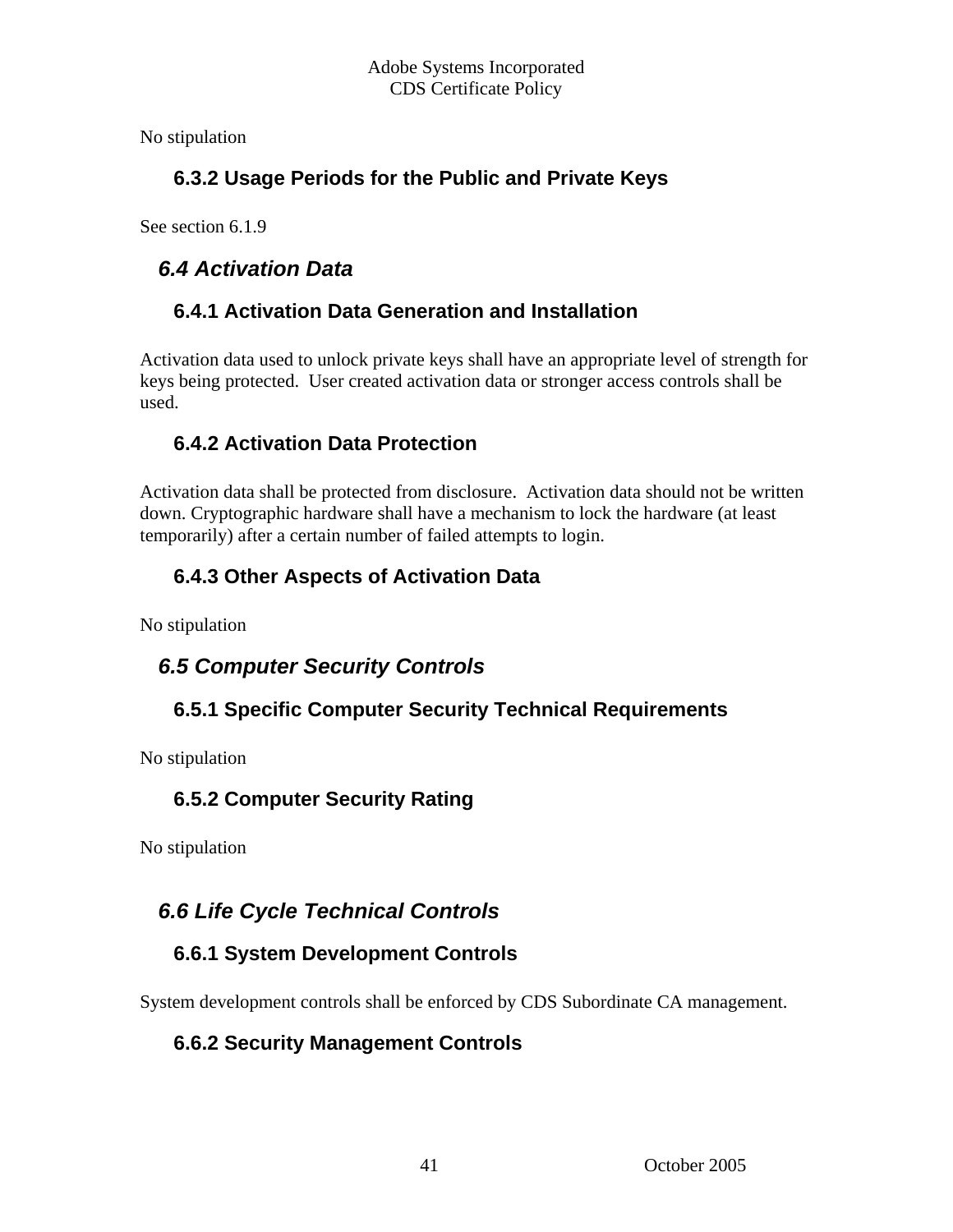No stipulation

### 6.3.2 Usage Periods for the Public and Private Keys

See section 6.1.9

## *6.4 Activation Data*

### 6.4.1 Activation Data Generation and Installation

Activation data used to unlock private keys shall have an appropriate level of strength for keys being protected. User created activation data or stronger access controls shall be used.

### 6.4.2 Activation Data Protection

Activation data shall be protected from disclosure. Activation data should not be written down. Cryptographic hardware shall have a mechanism to lock the hardware (at least temporarily) after a certain number of failed attempts to login.

### 6.4.3 Other Aspects of Activation Data

No stipulation

## *6.5 Computer Security Controls*

### 6.5.1 Specific Computer Security Technical Requirements

No stipulation

### 6.5.2 Computer Security Rating

No stipulation

## *6.6 Life Cycle Technical Controls*

### 6.6.1 System Development Controls

System development controls shall be enforced by CDS Subordinate CA management.

### 6.6.2 Security Management Controls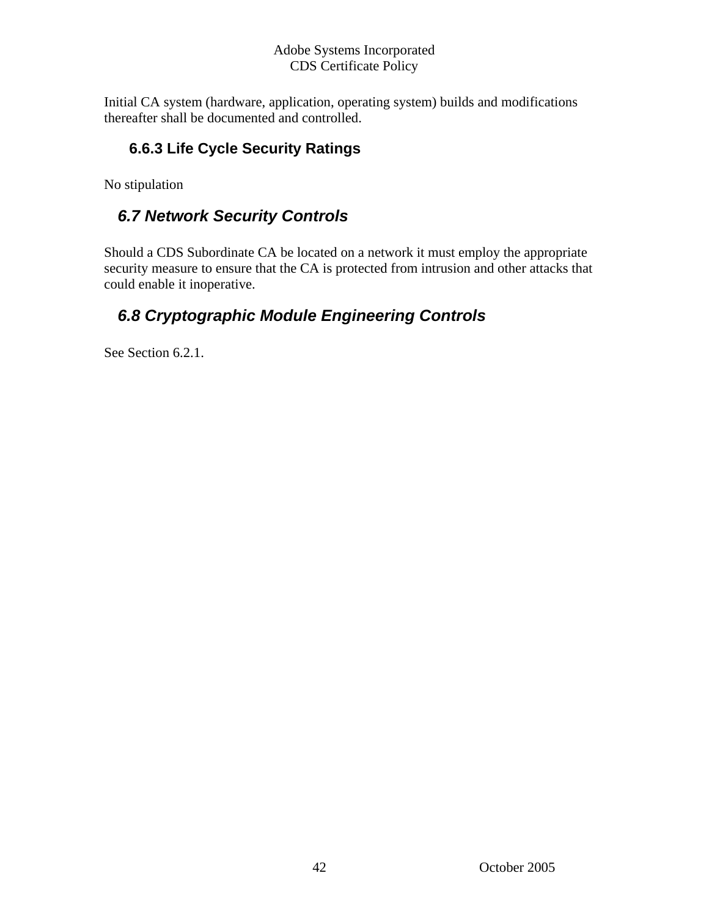Initial CA system (hardware, application, operating system) builds and modifications thereafter shall be documented and controlled.

### 6.6.3 Life Cycle Security Ratings

No stipulation

## *6.7 Network Security Controls*

Should a CDS Subordinate CA be located on a network it must employ the appropriate security measure to ensure that the CA is protected from intrusion and other attacks that could enable it inoperative.

## *6.8 Cryptographic Module Engineering Controls*

See Section 6.2.1.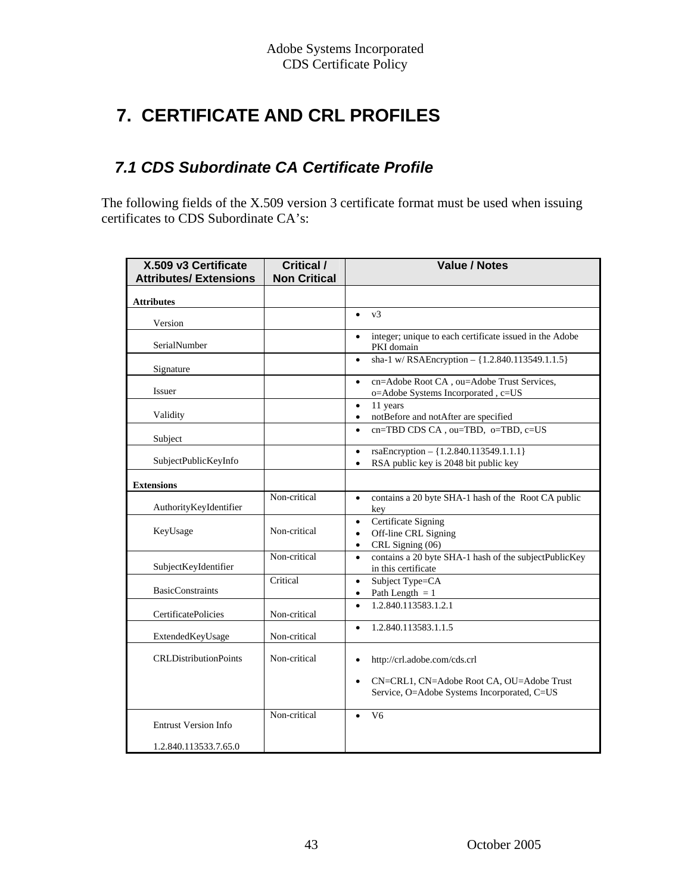#  7. CERTIFICATE AND CRL PROFILES

## 7.1 CDS Subordinate CA Certificate Profile

The following fields of the X.509 version 3 certificate format must be used when issuing certificates to CDS Subordinate CA's:

| X.509 v3 Certificate Attributes/ Extensions | Critical / Non Critical | Value / Notes |
|---|---|---|
| **Attributes** | | |
| Version | | • v3 |
| SerialNumber | | • integer; unique to each certificate issued in the Adobe PKI domain |
| Signature | | • sha-1 w/ RSAEncryption – {1.2.840.113549.1.1.5} |
| Issuer | | • cn=Adobe Root CA , ou=Adobe Trust Services, o=Adobe Systems Incorporated , c=US |
| Validity | | • 11 years<br>• notBefore and notAfter are specified |
| Subject | | • cn=TBD CDS CA , ou=TBD, o=TBD, c=US |
| SubjectPublicKeyInfo | | • rsaEncryption – {1.2.840.113549.1.1.1}<br>• RSA public key is 2048 bit public key |
| **Extensions** | | |
| AuthorityKeyIdentifier | Non-critical | • contains a 20 byte SHA-1 hash of the Root CA public key |
| KeyUsage | Non-critical | • Certificate Signing<br>• Off-line CRL Signing<br>• CRL Signing (06) |
| SubjectKeyIdentifier | Non-critical | • contains a 20 byte SHA-1 hash of the subjectPublicKey in this certificate |
| BasicConstraints | Critical | • Subject Type=CA<br>• Path Length = 1 |
| CertificatePolicies | Non-critical | • 1.2.840.113583.1.2.1 |
| ExtendedKeyUsage | Non-critical | • 1.2.840.113583.1.1.5 |
| CRLDistributionPoints | Non-critical | • http://crl.adobe.com/cds.crl<br>• CN=CRL1, CN=Adobe Root CA, OU=Adobe Trust Service, O=Adobe Systems Incorporated, C=US |
| Entrust Version Info<br>1.2.840.113533.7.65.0 | Non-critical | • V6 |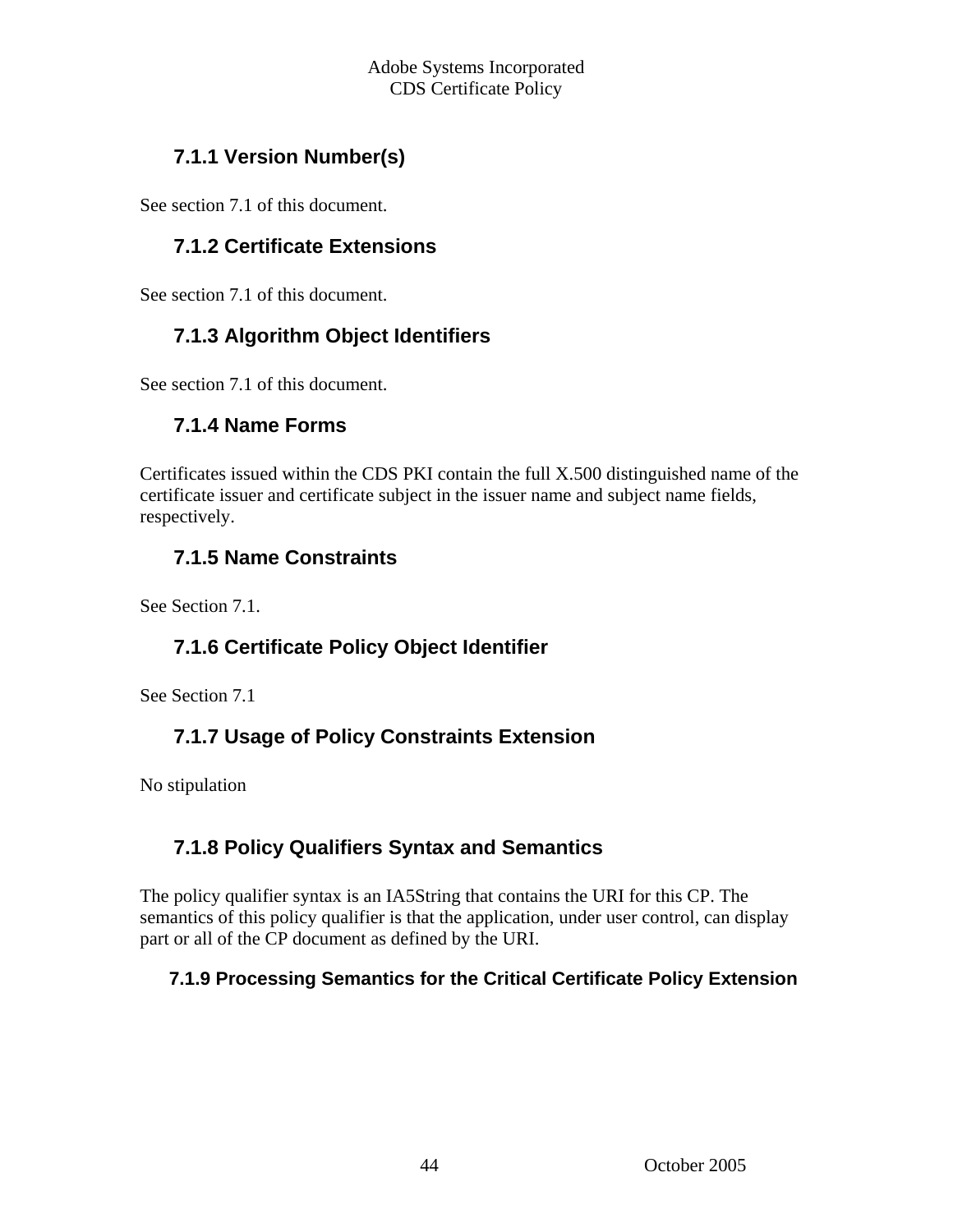### 7.1.1 Version Number(s)

See section 7.1 of this document.

### 7.1.2 Certificate Extensions

See section 7.1 of this document.

### 7.1.3 Algorithm Object Identifiers

See section 7.1 of this document.

### 7.1.4 Name Forms

Certificates issued within the CDS PKI contain the full X.500 distinguished name of the certificate issuer and certificate subject in the issuer name and subject name fields, respectively.

### 7.1.5 Name Constraints

See Section 7.1.

### 7.1.6 Certificate Policy Object Identifier

See Section 7.1

### 7.1.7 Usage of Policy Constraints Extension

No stipulation

### 7.1.8 Policy Qualifiers Syntax and Semantics

The policy qualifier syntax is an IA5String that contains the URI for this CP. The semantics of this policy qualifier is that the application, under user control, can display part or all of the CP document as defined by the URI.

### 7.1.9 Processing Semantics for the Critical Certificate Policy Extension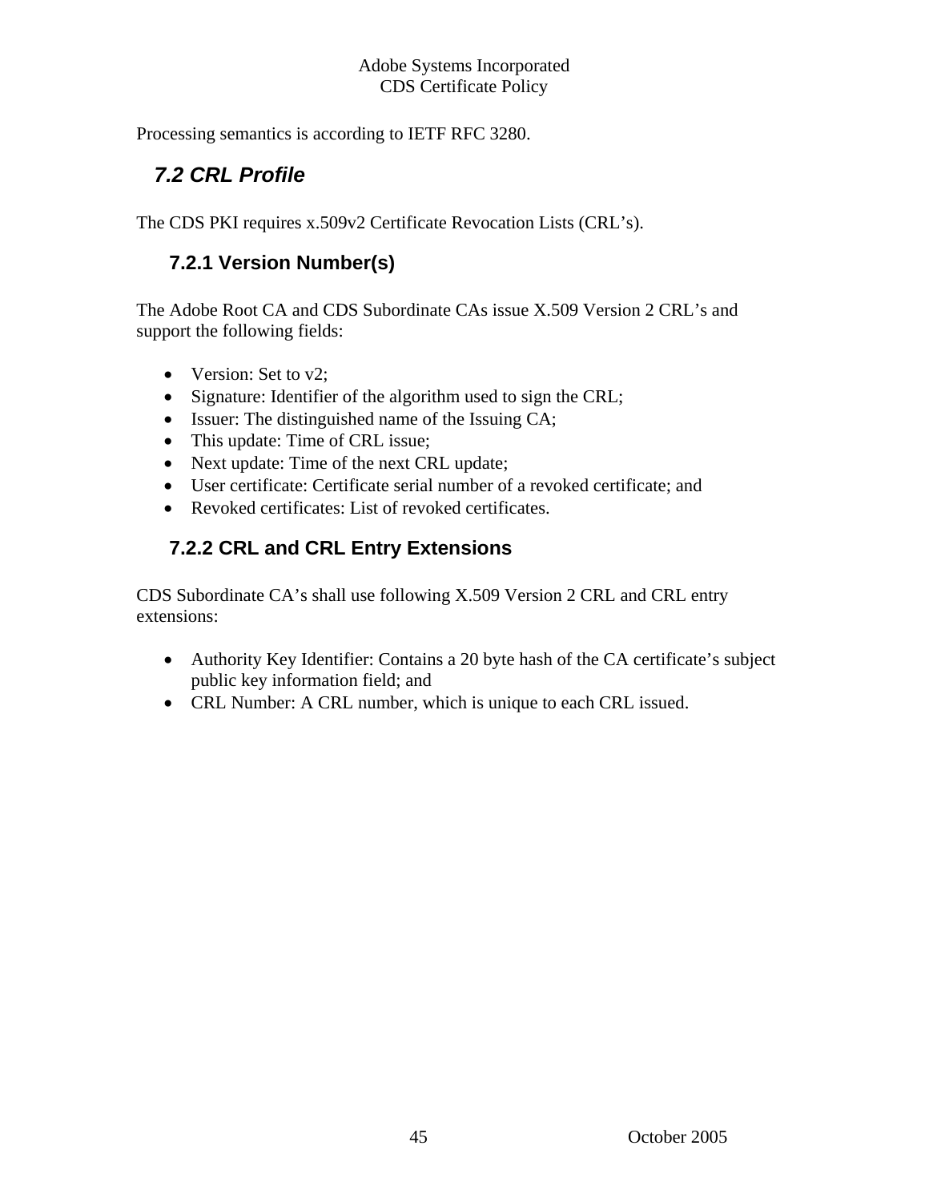Processing semantics is according to IETF RFC 3280.

## *7.2 CRL Profile*

The CDS PKI requires x.509v2 Certificate Revocation Lists (CRL's).

### 7.2.1 Version Number(s)

The Adobe Root CA and CDS Subordinate CAs issue X.509 Version 2 CRL's and support the following fields:

- Version: Set to v2;
- Signature: Identifier of the algorithm used to sign the CRL;
- Issuer: The distinguished name of the Issuing CA;
- This update: Time of CRL issue;
- Next update: Time of the next CRL update;
- User certificate: Certificate serial number of a revoked certificate; and
- Revoked certificates: List of revoked certificates.

### 7.2.2 CRL and CRL Entry Extensions

CDS Subordinate CA's shall use following X.509 Version 2 CRL and CRL entry extensions:

- Authority Key Identifier: Contains a 20 byte hash of the CA certificate's subject public key information field; and
- CRL Number: A CRL number, which is unique to each CRL issued.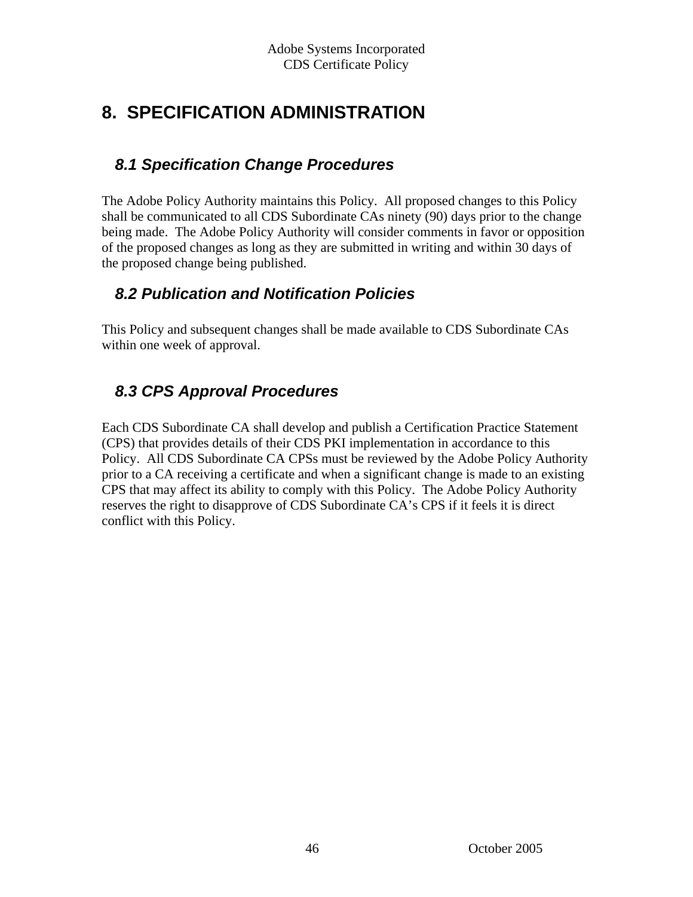# 8. SPECIFICATION ADMINISTRATION

## 8.1 Specification Change Procedures

The Adobe Policy Authority maintains this Policy. All proposed changes to this Policy shall be communicated to all CDS Subordinate CAs ninety (90) days prior to the change being made. The Adobe Policy Authority will consider comments in favor or opposition of the proposed changes as long as they are submitted in writing and within 30 days of the proposed change being published.

## 8.2 Publication and Notification Policies

This Policy and subsequent changes shall be made available to CDS Subordinate CAs within one week of approval.

## 8.3 CPS Approval Procedures

Each CDS Subordinate CA shall develop and publish a Certification Practice Statement (CPS) that provides details of their CDS PKI implementation in accordance to this Policy. All CDS Subordinate CA CPSs must be reviewed by the Adobe Policy Authority prior to a CA receiving a certificate and when a significant change is made to an existing CPS that may affect its ability to comply with this Policy. The Adobe Policy Authority reserves the right to disapprove of CDS Subordinate CA's CPS if it feels it is direct conflict with this Policy.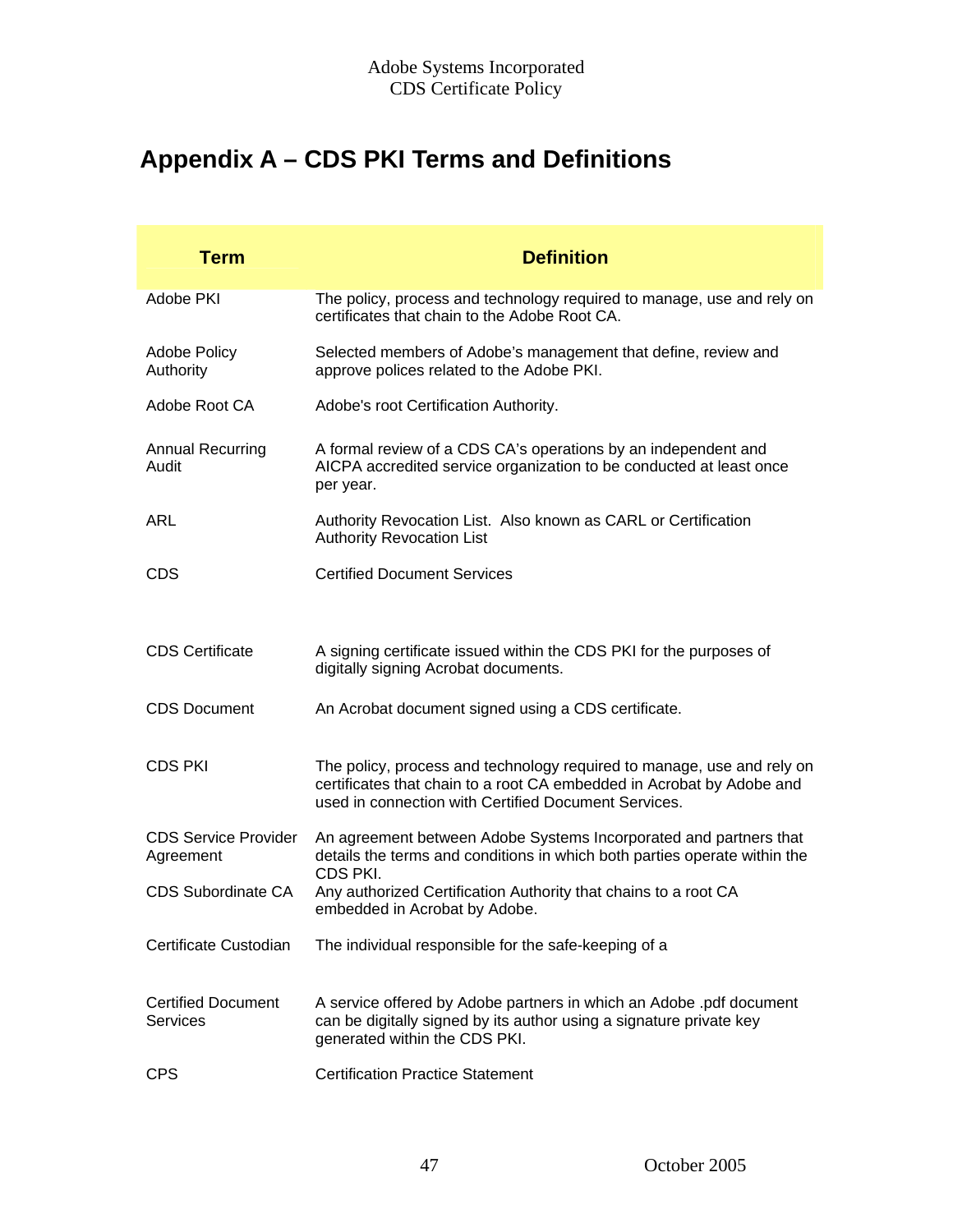# Appendix A – CDS PKI Terms and Definitions

| Term | Definition |
|---|---|
| Adobe PKI | The policy, process and technology required to manage, use and rely on certificates that chain to the Adobe Root CA. |
| Adobe Policy Authority | Selected members of Adobe's management that define, review and approve polices related to the Adobe PKI. |
| Adobe Root CA | Adobe's root Certification Authority. |
| Annual Recurring Audit | A formal review of a CDS CA's operations by an independent and AICPA accredited service organization to be conducted at least once per year. |
| ARL | Authority Revocation List. Also known as CARL or Certification Authority Revocation List |
| CDS | Certified Document Services |
| CDS Certificate | A signing certificate issued within the CDS PKI for the purposes of digitally signing Acrobat documents. |
| CDS Document | An Acrobat document signed using a CDS certificate. |
| CDS PKI | The policy, process and technology required to manage, use and rely on certificates that chain to a root CA embedded in Acrobat by Adobe and used in connection with Certified Document Services. |
| CDS Service Provider Agreement | An agreement between Adobe Systems Incorporated and partners that details the terms and conditions in which both parties operate within the CDS PKI. |
| CDS Subordinate CA | Any authorized Certification Authority that chains to a root CA embedded in Acrobat by Adobe. |
| Certificate Custodian | The individual responsible for the safe-keeping of a |
| Certified Document Services | A service offered by Adobe partners in which an Adobe .pdf document can be digitally signed by its author using a signature private key generated within the CDS PKI. |
| CPS | Certification Practice Statement |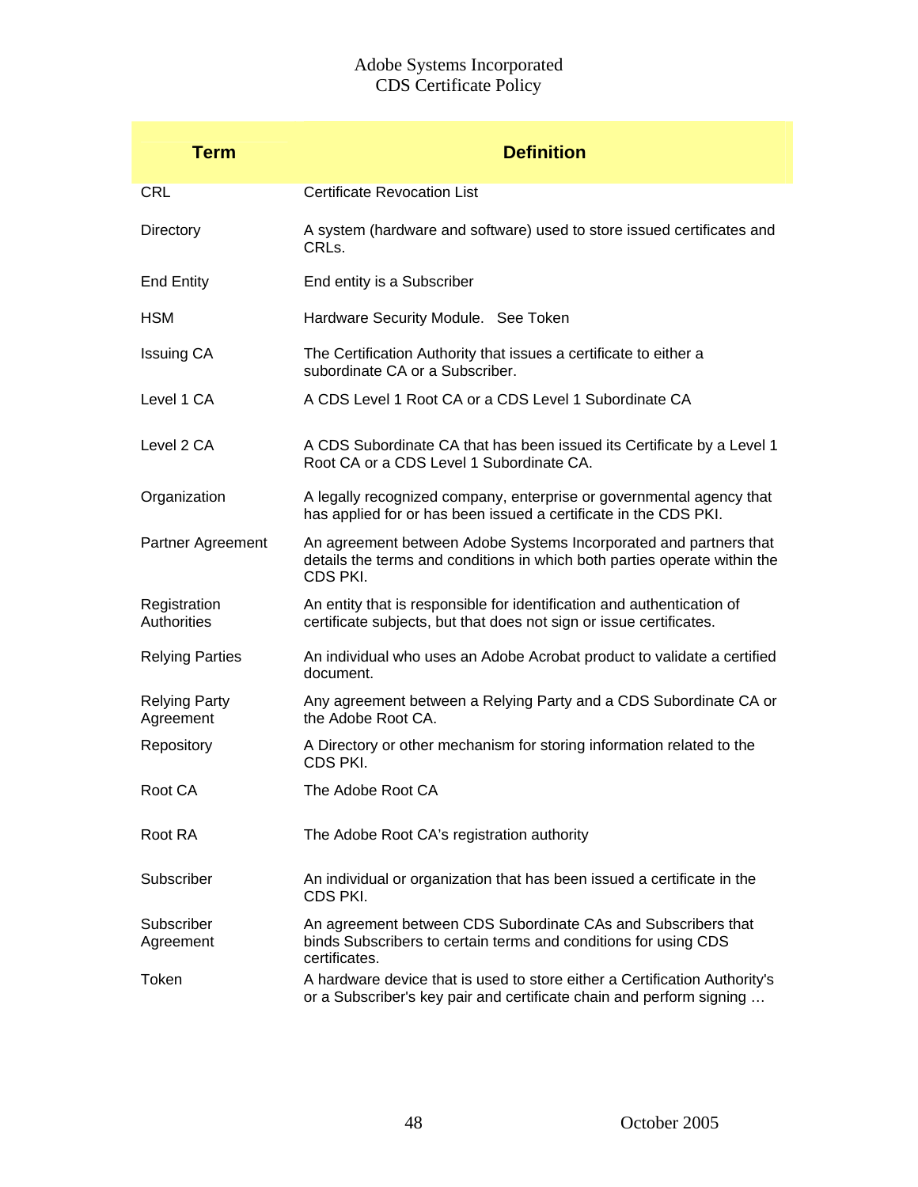| Term | Definition |
| --- | --- |
| CRL | Certificate Revocation List |
| Directory | A system (hardware and software) used to store issued certificates and CRLs. |
| End Entity | End entity is a Subscriber |
| HSM | Hardware Security Module. See Token |
| Issuing CA | The Certification Authority that issues a certificate to either a subordinate CA or a Subscriber. |
| Level 1 CA | A CDS Level 1 Root CA or a CDS Level 1 Subordinate CA |
| Level 2 CA | A CDS Subordinate CA that has been issued its Certificate by a Level 1 Root CA or a CDS Level 1 Subordinate CA. |
| Organization | A legally recognized company, enterprise or governmental agency that has applied for or has been issued a certificate in the CDS PKI. |
| Partner Agreement | An agreement between Adobe Systems Incorporated and partners that details the terms and conditions in which both parties operate within the CDS PKI. |
| Registration Authorities | An entity that is responsible for identification and authentication of certificate subjects, but that does not sign or issue certificates. |
| Relying Parties | An individual who uses an Adobe Acrobat product to validate a certified document. |
| Relying Party Agreement | Any agreement between a Relying Party and a CDS Subordinate CA or the Adobe Root CA. |
| Repository | A Directory or other mechanism for storing information related to the CDS PKI. |
| Root CA | The Adobe Root CA |
| Root RA | The Adobe Root CA's registration authority |
| Subscriber | An individual or organization that has been issued a certificate in the CDS PKI. |
| Subscriber Agreement | An agreement between CDS Subordinate CAs and Subscribers that binds Subscribers to certain terms and conditions for using CDS certificates. |
| Token | A hardware device that is used to store either a Certification Authority's or a Subscriber's key pair and certificate chain and perform signing … |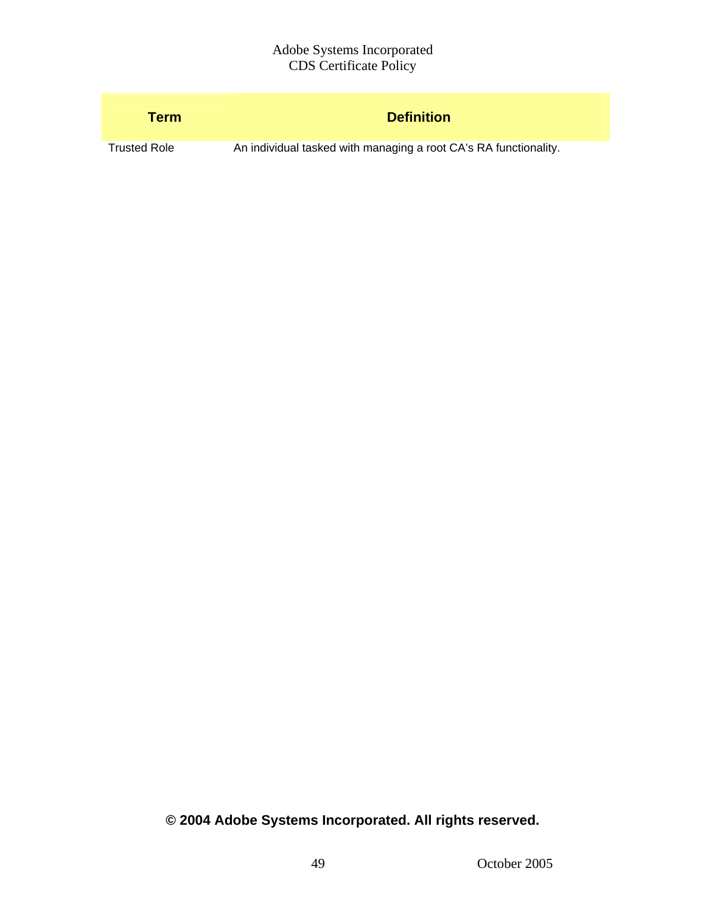| Term | Definition |
|---|---|
| Trusted Role | An individual tasked with managing a root CA's RA functionality. |

**© 2004 Adobe Systems Incorporated. All rights reserved.**